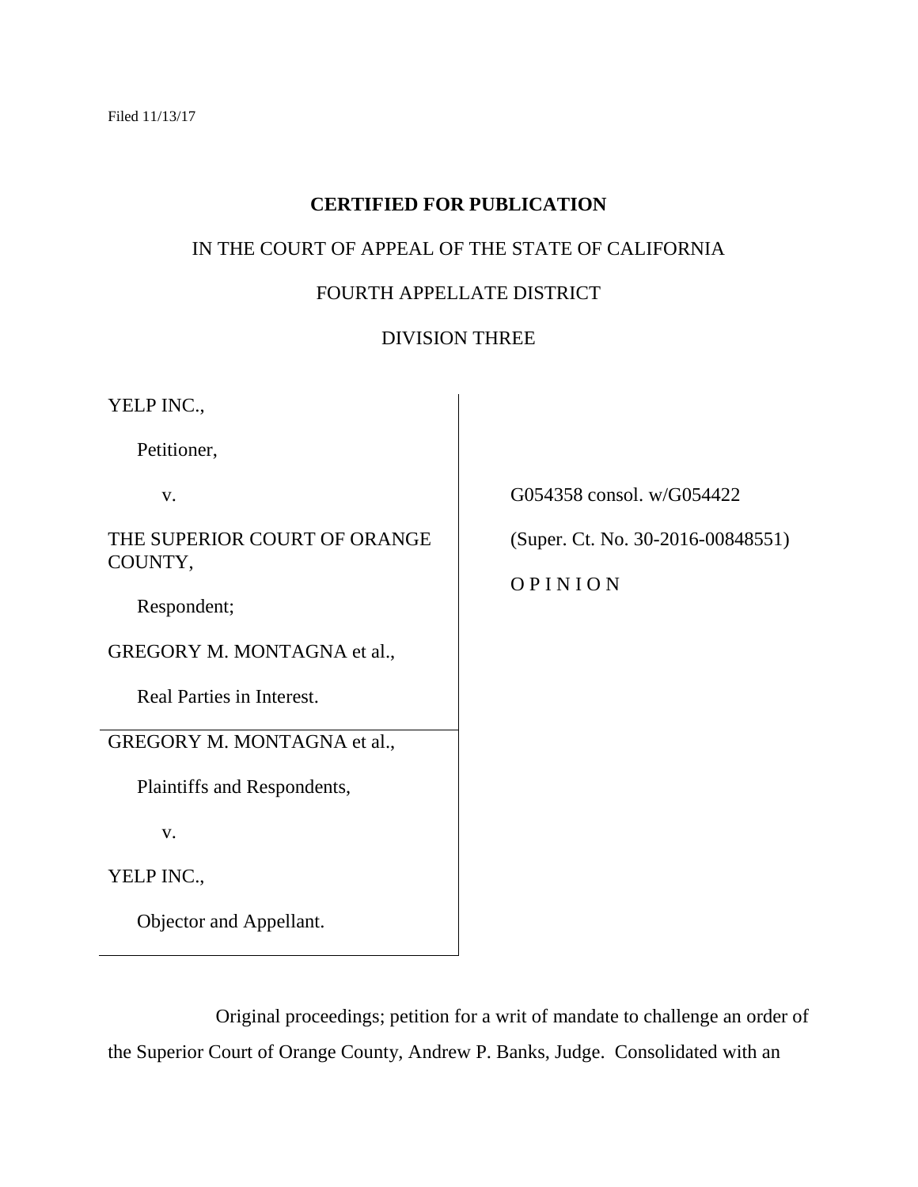Filed 11/13/17

**CERTIFIED FOR PUBLICATION**

IN THE COURT OF APPEAL OF THE STATE OF CALIFORNIA

FOURTH APPELLATE DISTRICT

DIVISION THREE

| | |
|---|---|
| YELP INC.,<br><br>Petitioner,<br><br>v.<br><br>THE SUPERIOR COURT OF ORANGE COUNTY,<br><br>Respondent;<br><br>GREGORY M. MONTAGNA et al.,<br><br>Real Parties in Interest. | G054358 consol. w/G054422<br><br>(Super. Ct. No. 30-2016-00848551)<br><br>O P I N I O N |
| GREGORY M. MONTAGNA et al.,<br><br>Plaintiffs and Respondents,<br><br>v.<br><br>YELP INC.,<br><br>Objector and Appellant. | |

Original proceedings; petition for a writ of mandate to challenge an order of the Superior Court of Orange County, Andrew P. Banks, Judge. Consolidated with an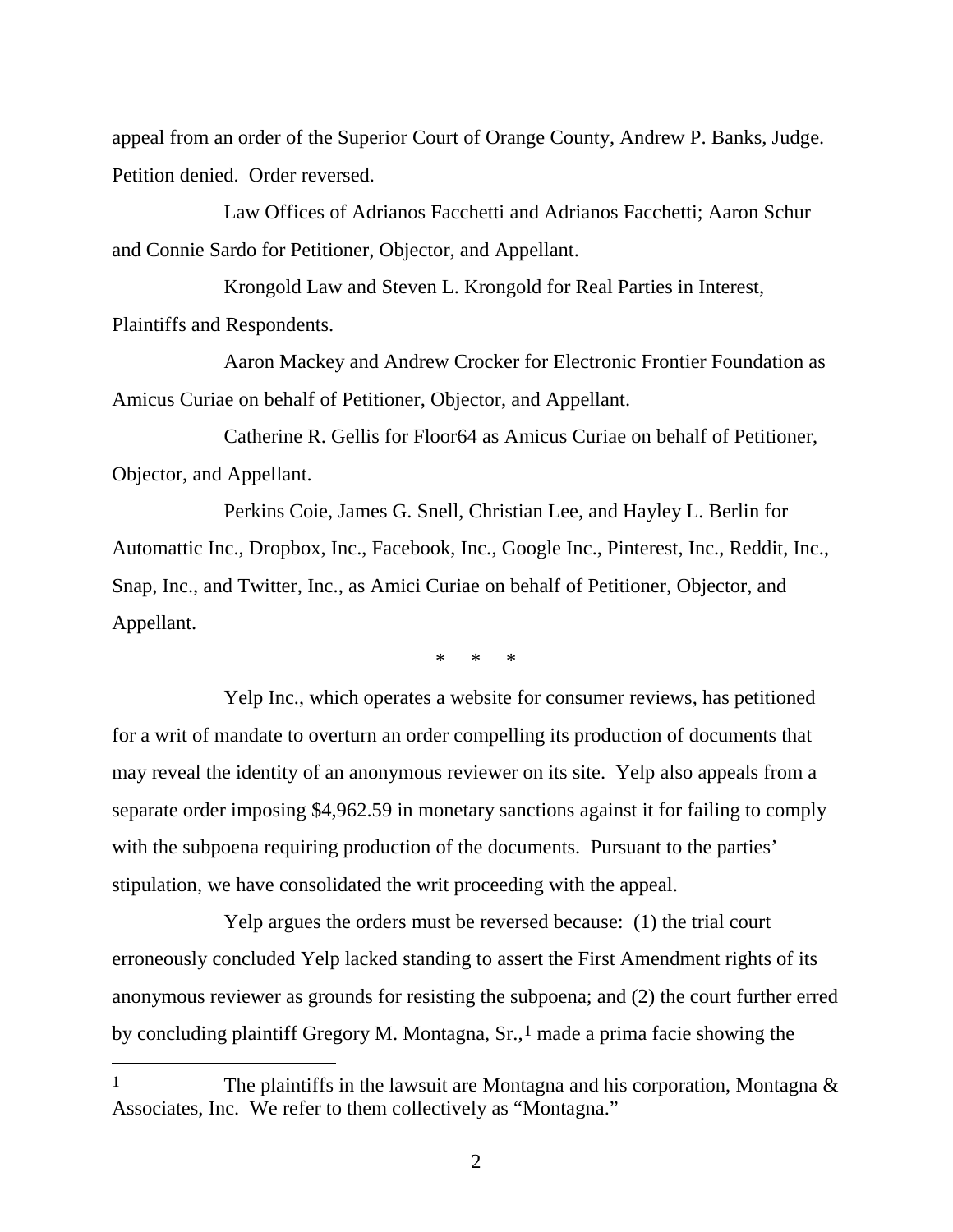appeal from an order of the Superior Court of Orange County, Andrew P. Banks, Judge. Petition denied. Order reversed.

Law Offices of Adrianos Facchetti and Adrianos Facchetti; Aaron Schur and Connie Sardo for Petitioner, Objector, and Appellant.

Krongold Law and Steven L. Krongold for Real Parties in Interest, Plaintiffs and Respondents.

Aaron Mackey and Andrew Crocker for Electronic Frontier Foundation as Amicus Curiae on behalf of Petitioner, Objector, and Appellant.

Catherine R. Gellis for Floor64 as Amicus Curiae on behalf of Petitioner, Objector, and Appellant.

Perkins Coie, James G. Snell, Christian Lee, and Hayley L. Berlin for Automattic Inc., Dropbox, Inc., Facebook, Inc., Google Inc., Pinterest, Inc., Reddit, Inc., Snap, Inc., and Twitter, Inc., as Amici Curiae on behalf of Petitioner, Objector, and Appellant.

\*   \*   \*

Yelp Inc., which operates a website for consumer reviews, has petitioned for a writ of mandate to overturn an order compelling its production of documents that may reveal the identity of an anonymous reviewer on its site. Yelp also appeals from a separate order imposing $4,962.59 in monetary sanctions against it for failing to comply with the subpoena requiring production of the documents. Pursuant to the parties' stipulation, we have consolidated the writ proceeding with the appeal.

Yelp argues the orders must be reversed because: (1) the trial court erroneously concluded Yelp lacked standing to assert the First Amendment rights of its anonymous reviewer as grounds for resisting the subpoena; and (2) the court further erred by concluding plaintiff Gregory M. Montagna, Sr.,[1] made a prima facie showing the

[1] The plaintiffs in the lawsuit are Montagna and his corporation, Montagna & Associates, Inc. We refer to them collectively as "Montagna."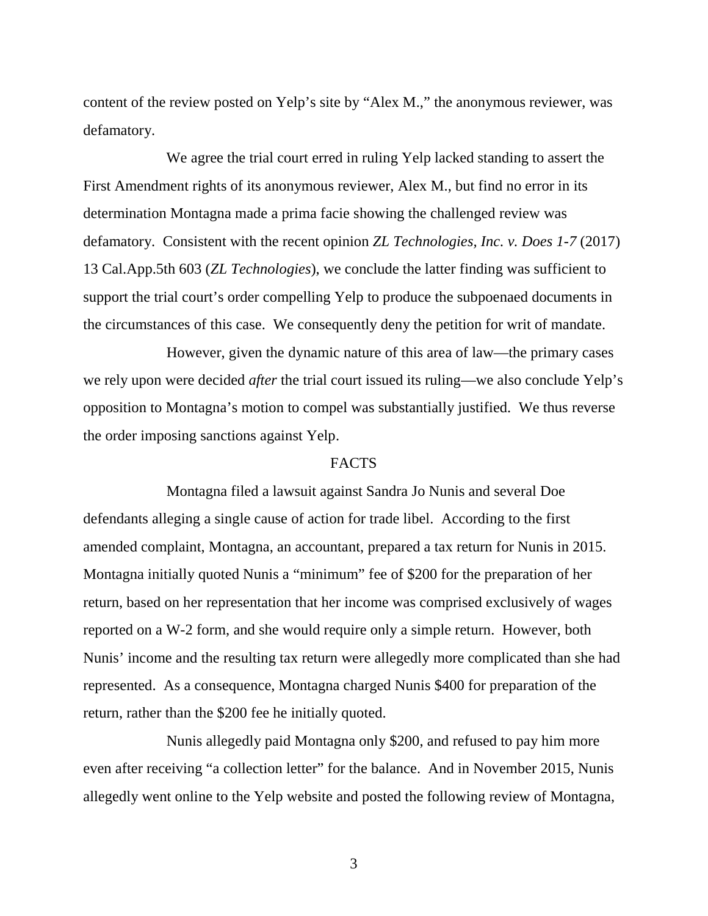content of the review posted on Yelp's site by "Alex M.," the anonymous reviewer, was defamatory.

We agree the trial court erred in ruling Yelp lacked standing to assert the First Amendment rights of its anonymous reviewer, Alex M., but find no error in its determination Montagna made a prima facie showing the challenged review was defamatory. Consistent with the recent opinion *ZL Technologies, Inc. v. Does 1-7* (2017) 13 Cal.App.5th 603 (*ZL Technologies*), we conclude the latter finding was sufficient to support the trial court's order compelling Yelp to produce the subpoenaed documents in the circumstances of this case. We consequently deny the petition for writ of mandate.

However, given the dynamic nature of this area of law—the primary cases we rely upon were decided *after* the trial court issued its ruling—we also conclude Yelp's opposition to Montagna's motion to compel was substantially justified. We thus reverse the order imposing sanctions against Yelp.

FACTS

Montagna filed a lawsuit against Sandra Jo Nunis and several Doe defendants alleging a single cause of action for trade libel. According to the first amended complaint, Montagna, an accountant, prepared a tax return for Nunis in 2015. Montagna initially quoted Nunis a "minimum" fee of $200 for the preparation of her return, based on her representation that her income was comprised exclusively of wages reported on a W-2 form, and she would require only a simple return. However, both Nunis' income and the resulting tax return were allegedly more complicated than she had represented. As a consequence, Montagna charged Nunis $400 for preparation of the return, rather than the $200 fee he initially quoted.

Nunis allegedly paid Montagna only $200, and refused to pay him more even after receiving "a collection letter" for the balance. And in November 2015, Nunis allegedly went online to the Yelp website and posted the following review of Montagna,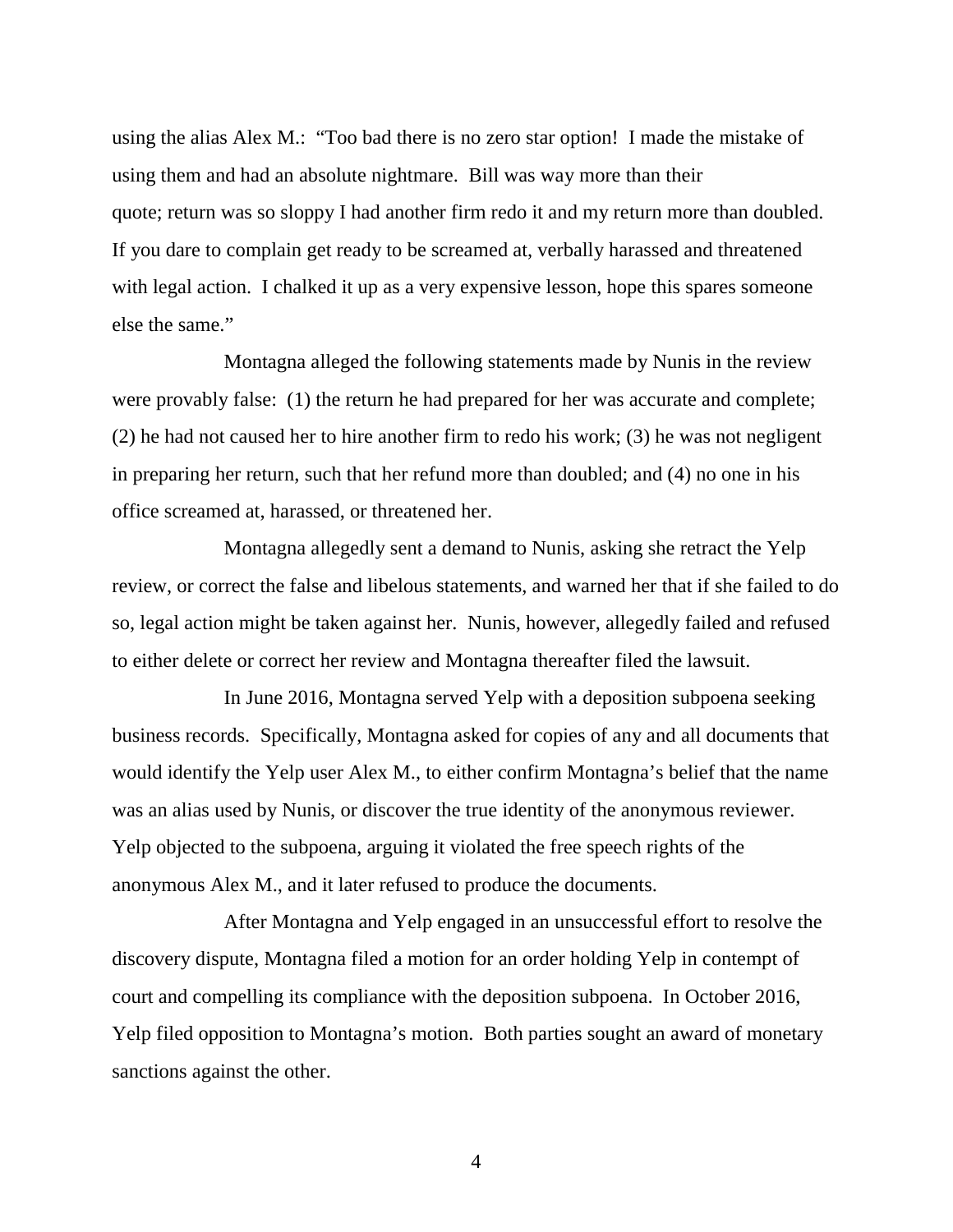using the alias Alex M.: "Too bad there is no zero star option! I made the mistake of using them and had an absolute nightmare. Bill was way more than their quote; return was so sloppy I had another firm redo it and my return more than doubled. If you dare to complain get ready to be screamed at, verbally harassed and threatened with legal action. I chalked it up as a very expensive lesson, hope this spares someone else the same."

Montagna alleged the following statements made by Nunis in the review were provably false: (1) the return he had prepared for her was accurate and complete; (2) he had not caused her to hire another firm to redo his work; (3) he was not negligent in preparing her return, such that her refund more than doubled; and (4) no one in his office screamed at, harassed, or threatened her.

Montagna allegedly sent a demand to Nunis, asking she retract the Yelp review, or correct the false and libelous statements, and warned her that if she failed to do so, legal action might be taken against her. Nunis, however, allegedly failed and refused to either delete or correct her review and Montagna thereafter filed the lawsuit.

In June 2016, Montagna served Yelp with a deposition subpoena seeking business records. Specifically, Montagna asked for copies of any and all documents that would identify the Yelp user Alex M., to either confirm Montagna's belief that the name was an alias used by Nunis, or discover the true identity of the anonymous reviewer. Yelp objected to the subpoena, arguing it violated the free speech rights of the anonymous Alex M., and it later refused to produce the documents.

After Montagna and Yelp engaged in an unsuccessful effort to resolve the discovery dispute, Montagna filed a motion for an order holding Yelp in contempt of court and compelling its compliance with the deposition subpoena. In October 2016, Yelp filed opposition to Montagna's motion. Both parties sought an award of monetary sanctions against the other.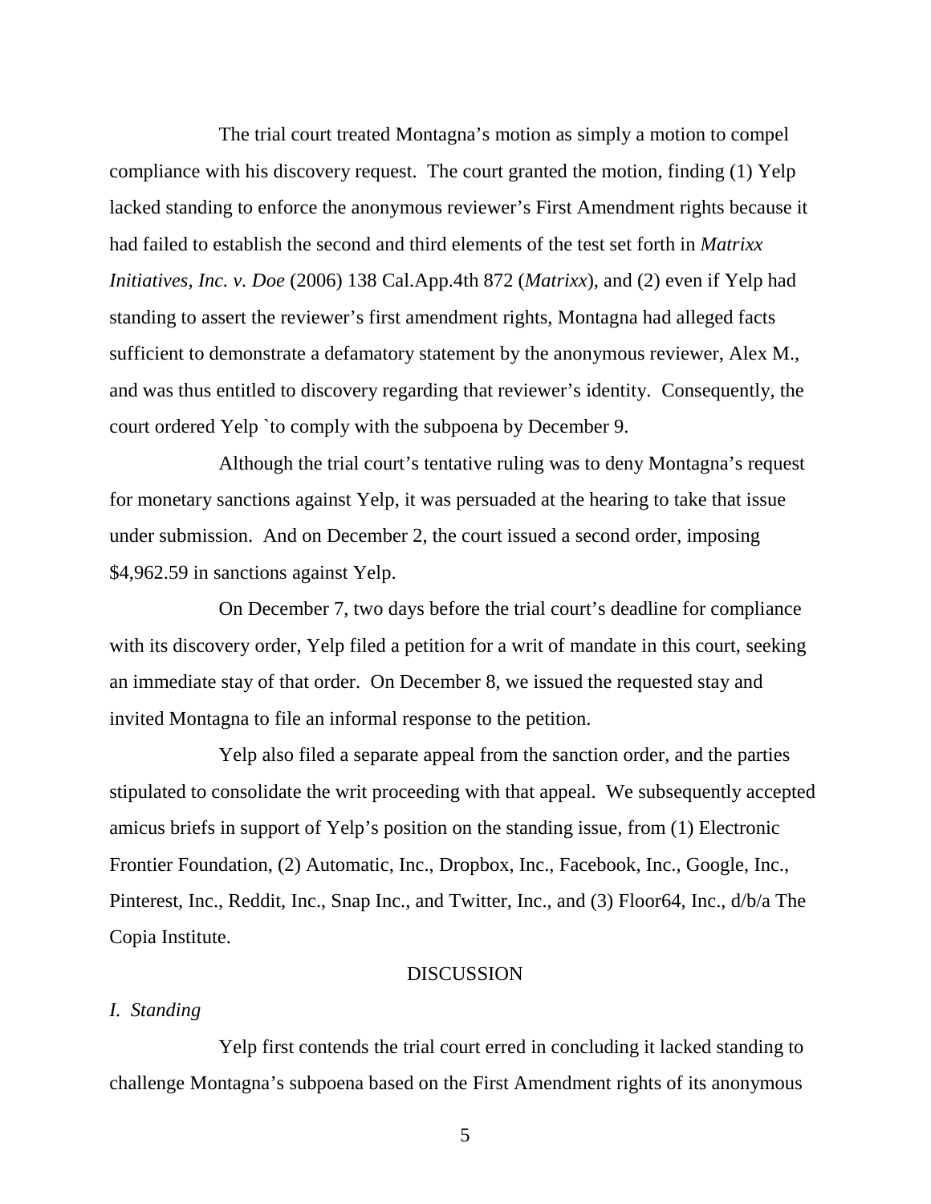The trial court treated Montagna's motion as simply a motion to compel compliance with his discovery request. The court granted the motion, finding (1) Yelp lacked standing to enforce the anonymous reviewer's First Amendment rights because it had failed to establish the second and third elements of the test set forth in *Matrixx Initiatives, Inc. v. Doe* (2006) 138 Cal.App.4th 872 (*Matrixx*), and (2) even if Yelp had standing to assert the reviewer's first amendment rights, Montagna had alleged facts sufficient to demonstrate a defamatory statement by the anonymous reviewer, Alex M., and was thus entitled to discovery regarding that reviewer's identity. Consequently, the court ordered Yelp `to comply with the subpoena by December 9.

Although the trial court's tentative ruling was to deny Montagna's request for monetary sanctions against Yelp, it was persuaded at the hearing to take that issue under submission. And on December 2, the court issued a second order, imposing $4,962.59 in sanctions against Yelp.

On December 7, two days before the trial court's deadline for compliance with its discovery order, Yelp filed a petition for a writ of mandate in this court, seeking an immediate stay of that order. On December 8, we issued the requested stay and invited Montagna to file an informal response to the petition.

Yelp also filed a separate appeal from the sanction order, and the parties stipulated to consolidate the writ proceeding with that appeal. We subsequently accepted amicus briefs in support of Yelp's position on the standing issue, from (1) Electronic Frontier Foundation, (2) Automatic, Inc., Dropbox, Inc., Facebook, Inc., Google, Inc., Pinterest, Inc., Reddit, Inc., Snap Inc., and Twitter, Inc., and (3) Floor64, Inc., d/b/a The Copia Institute.

## DISCUSSION

### *I. Standing*

Yelp first contends the trial court erred in concluding it lacked standing to challenge Montagna's subpoena based on the First Amendment rights of its anonymous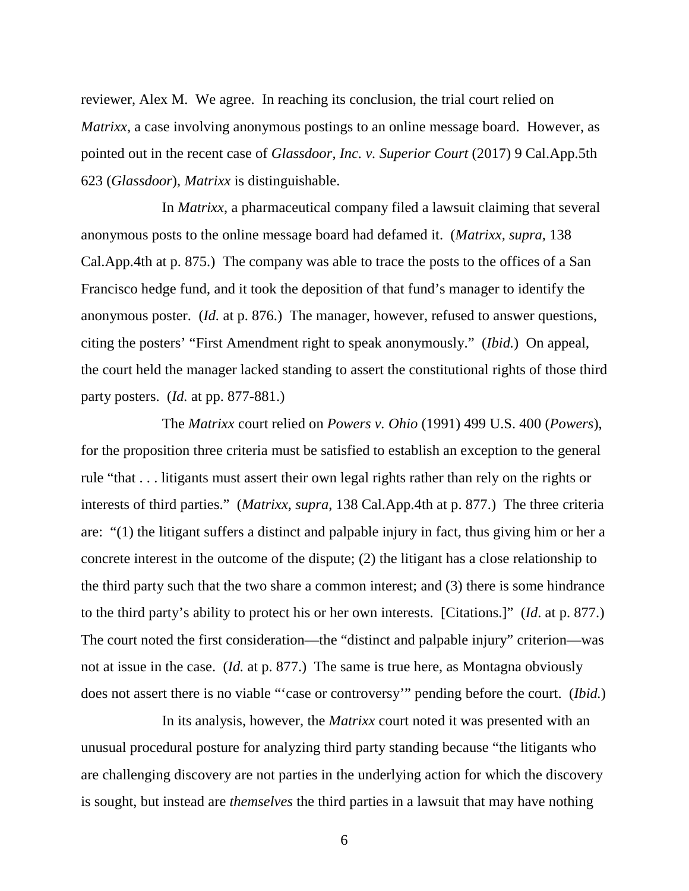reviewer, Alex M. We agree. In reaching its conclusion, the trial court relied on *Matrixx*, a case involving anonymous postings to an online message board. However, as pointed out in the recent case of *Glassdoor, Inc. v. Superior Court* (2017) 9 Cal.App.5th 623 (*Glassdoor*), *Matrixx* is distinguishable.

In *Matrixx*, a pharmaceutical company filed a lawsuit claiming that several anonymous posts to the online message board had defamed it. (*Matrixx, supra*, 138 Cal.App.4th at p. 875.) The company was able to trace the posts to the offices of a San Francisco hedge fund, and it took the deposition of that fund's manager to identify the anonymous poster. (*Id.* at p. 876.) The manager, however, refused to answer questions, citing the posters' "First Amendment right to speak anonymously." (*Ibid.*) On appeal, the court held the manager lacked standing to assert the constitutional rights of those third party posters. (*Id.* at pp. 877-881.)

The *Matrixx* court relied on *Powers v. Ohio* (1991) 499 U.S. 400 (*Powers*), for the proposition three criteria must be satisfied to establish an exception to the general rule "that . . . litigants must assert their own legal rights rather than rely on the rights or interests of third parties." (*Matrixx, supra*, 138 Cal.App.4th at p. 877.) The three criteria are: "(1) the litigant suffers a distinct and palpable injury in fact, thus giving him or her a concrete interest in the outcome of the dispute; (2) the litigant has a close relationship to the third party such that the two share a common interest; and (3) there is some hindrance to the third party's ability to protect his or her own interests. [Citations.]" (*Id*. at p. 877.) The court noted the first consideration—the "distinct and palpable injury" criterion—was not at issue in the case. (*Id.* at p. 877.) The same is true here, as Montagna obviously does not assert there is no viable "'case or controversy'" pending before the court. (*Ibid.*)

In its analysis, however, the *Matrixx* court noted it was presented with an unusual procedural posture for analyzing third party standing because "the litigants who are challenging discovery are not parties in the underlying action for which the discovery is sought, but instead are *themselves* the third parties in a lawsuit that may have nothing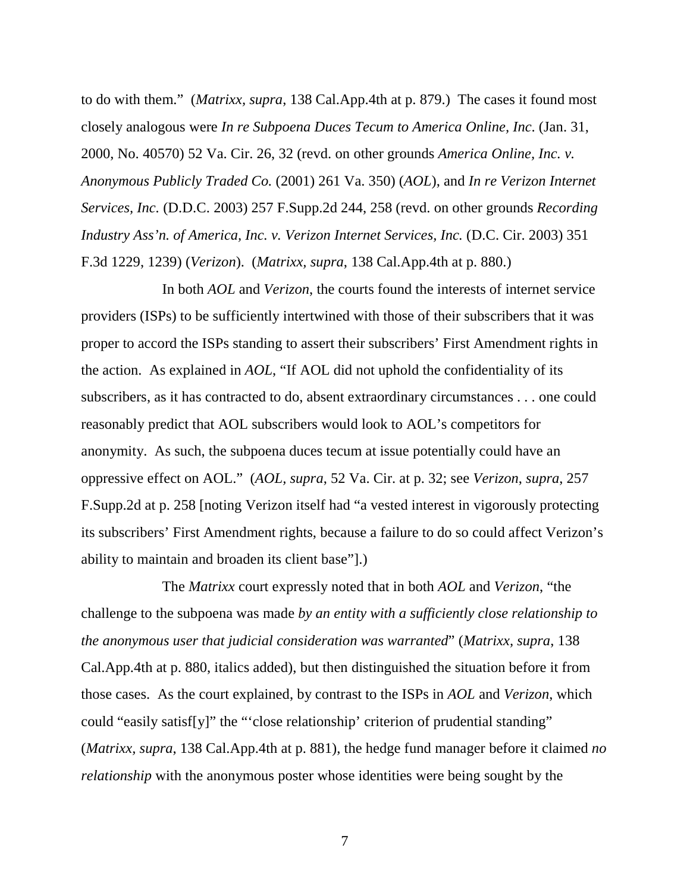to do with them." (*Matrixx, supra*, 138 Cal.App.4th at p. 879.) The cases it found most closely analogous were *In re Subpoena Duces Tecum to America Online, Inc*. (Jan. 31, 2000, No. 40570) 52 Va. Cir. 26, 32 (revd. on other grounds *America Online, Inc. v. Anonymous Publicly Traded Co.* (2001) 261 Va. 350) (*AOL*), and *In re Verizon Internet Services, Inc*. (D.D.C. 2003) 257 F.Supp.2d 244, 258 (revd. on other grounds *Recording Industry Ass'n. of America, Inc. v. Verizon Internet Services, Inc.* (D.C. Cir. 2003) 351 F.3d 1229, 1239) (*Verizon*). (*Matrixx, supra*, 138 Cal.App.4th at p. 880.)

In both *AOL* and *Verizon*, the courts found the interests of internet service providers (ISPs) to be sufficiently intertwined with those of their subscribers that it was proper to accord the ISPs standing to assert their subscribers' First Amendment rights in the action. As explained in *AOL*, "If AOL did not uphold the confidentiality of its subscribers, as it has contracted to do, absent extraordinary circumstances . . . one could reasonably predict that AOL subscribers would look to AOL's competitors for anonymity. As such, the subpoena duces tecum at issue potentially could have an oppressive effect on AOL." (*AOL, supra*, 52 Va. Cir. at p. 32; see *Verizon*, *supra*, 257 F.Supp.2d at p. 258 [noting Verizon itself had "a vested interest in vigorously protecting its subscribers' First Amendment rights, because a failure to do so could affect Verizon's ability to maintain and broaden its client base"].)

The *Matrixx* court expressly noted that in both *AOL* and *Verizon*, "the challenge to the subpoena was made *by an entity with a sufficiently close relationship to the anonymous user that judicial consideration was warranted*" (*Matrixx, supra*, 138 Cal.App.4th at p. 880, italics added), but then distinguished the situation before it from those cases. As the court explained, by contrast to the ISPs in *AOL* and *Verizon*, which could "easily satisf[y]" the "'close relationship' criterion of prudential standing" (*Matrixx, supra*, 138 Cal.App.4th at p. 881), the hedge fund manager before it claimed *no relationship* with the anonymous poster whose identities were being sought by the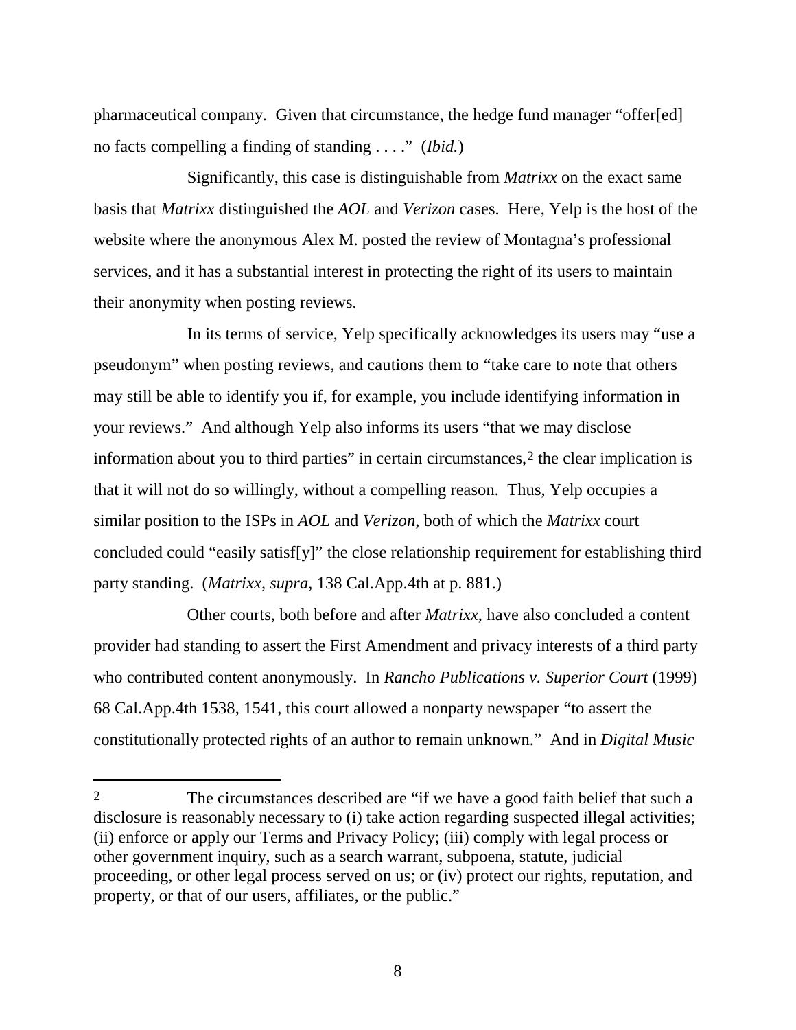pharmaceutical company. Given that circumstance, the hedge fund manager "offer[ed] no facts compelling a finding of standing . . . ." (*Ibid.*)

Significantly, this case is distinguishable from *Matrixx* on the exact same basis that *Matrixx* distinguished the *AOL* and *Verizon* cases. Here, Yelp is the host of the website where the anonymous Alex M. posted the review of Montagna's professional services, and it has a substantial interest in protecting the right of its users to maintain their anonymity when posting reviews.

In its terms of service, Yelp specifically acknowledges its users may "use a pseudonym" when posting reviews, and cautions them to "take care to note that others may still be able to identify you if, for example, you include identifying information in your reviews." And although Yelp also informs its users "that we may disclose information about you to third parties" in certain circumstances,[2] the clear implication is that it will not do so willingly, without a compelling reason. Thus, Yelp occupies a similar position to the ISPs in *AOL* and *Verizon*, both of which the *Matrixx* court concluded could "easily satisf[y]" the close relationship requirement for establishing third party standing. (*Matrixx, supra*, 138 Cal.App.4th at p. 881.)

Other courts, both before and after *Matrixx*, have also concluded a content provider had standing to assert the First Amendment and privacy interests of a third party who contributed content anonymously. In *Rancho Publications v. Superior Court* (1999) 68 Cal.App.4th 1538, 1541, this court allowed a nonparty newspaper "to assert the constitutionally protected rights of an author to remain unknown." And in *Digital Music*

---

[2] The circumstances described are "if we have a good faith belief that such a disclosure is reasonably necessary to (i) take action regarding suspected illegal activities; (ii) enforce or apply our Terms and Privacy Policy; (iii) comply with legal process or other government inquiry, such as a search warrant, subpoena, statute, judicial proceeding, or other legal process served on us; or (iv) protect our rights, reputation, and property, or that of our users, affiliates, or the public."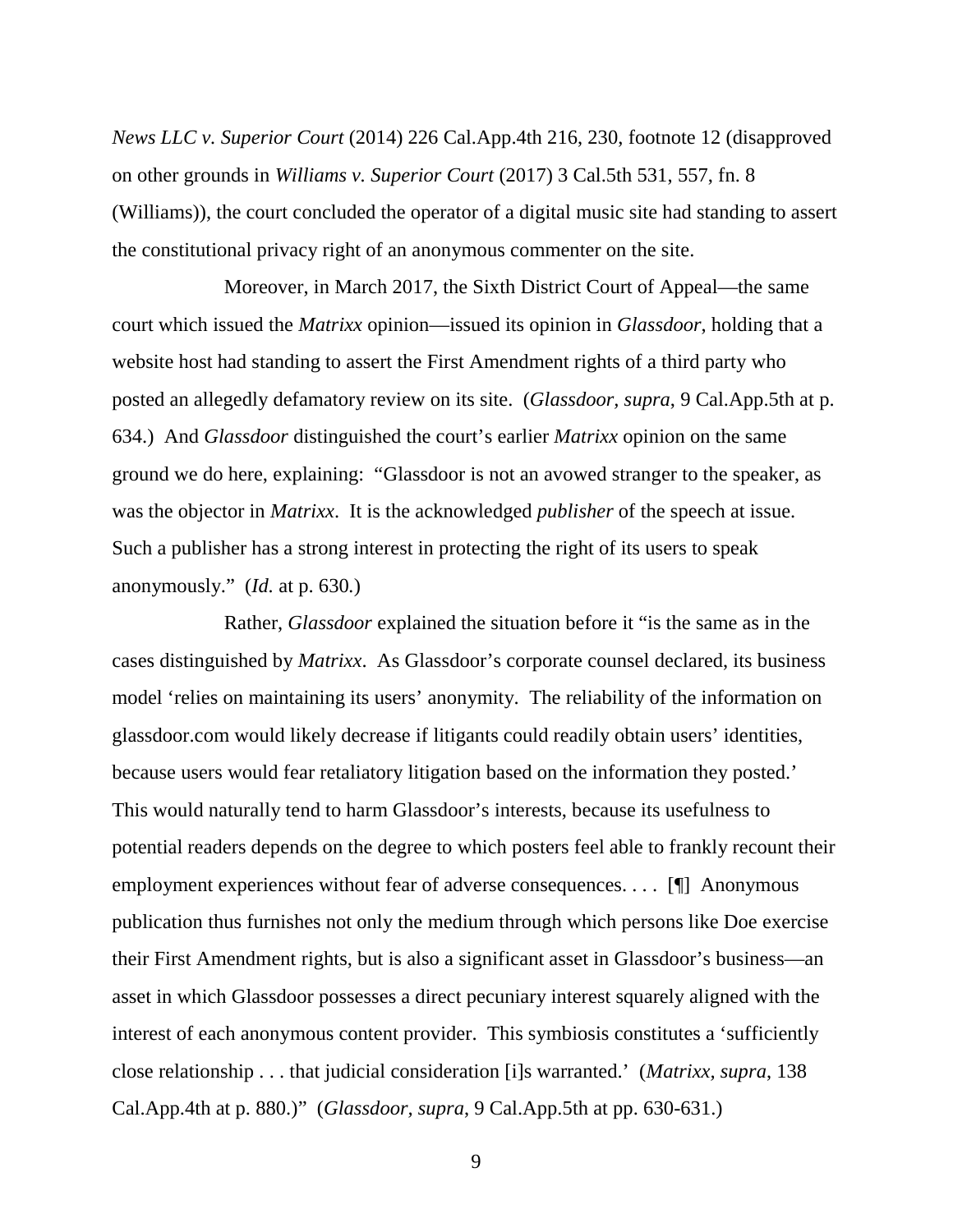*News LLC v. Superior Court* (2014) 226 Cal.App.4th 216, 230, footnote 12 (disapproved on other grounds in *Williams v. Superior Court* (2017) 3 Cal.5th 531, 557, fn. 8 (Williams)), the court concluded the operator of a digital music site had standing to assert the constitutional privacy right of an anonymous commenter on the site.

Moreover, in March 2017, the Sixth District Court of Appeal—the same court which issued the *Matrixx* opinion—issued its opinion in *Glassdoor*, holding that a website host had standing to assert the First Amendment rights of a third party who posted an allegedly defamatory review on its site. (*Glassdoor, supra*, 9 Cal.App.5th at p. 634.) And *Glassdoor* distinguished the court's earlier *Matrixx* opinion on the same ground we do here, explaining: "Glassdoor is not an avowed stranger to the speaker, as was the objector in *Matrixx*. It is the acknowledged *publisher* of the speech at issue. Such a publisher has a strong interest in protecting the right of its users to speak anonymously." (*Id.* at p. 630.)

Rather, *Glassdoor* explained the situation before it "is the same as in the cases distinguished by *Matrixx*. As Glassdoor's corporate counsel declared, its business model 'relies on maintaining its users' anonymity. The reliability of the information on glassdoor.com would likely decrease if litigants could readily obtain users' identities, because users would fear retaliatory litigation based on the information they posted.' This would naturally tend to harm Glassdoor's interests, because its usefulness to potential readers depends on the degree to which posters feel able to frankly recount their employment experiences without fear of adverse consequences. . . . [¶] Anonymous publication thus furnishes not only the medium through which persons like Doe exercise their First Amendment rights, but is also a significant asset in Glassdoor's business—an asset in which Glassdoor possesses a direct pecuniary interest squarely aligned with the interest of each anonymous content provider. This symbiosis constitutes a 'sufficiently close relationship . . . that judicial consideration [i]s warranted.' (*Matrixx, supra*, 138 Cal.App.4th at p. 880.)" (*Glassdoor, supra*, 9 Cal.App.5th at pp. 630-631.)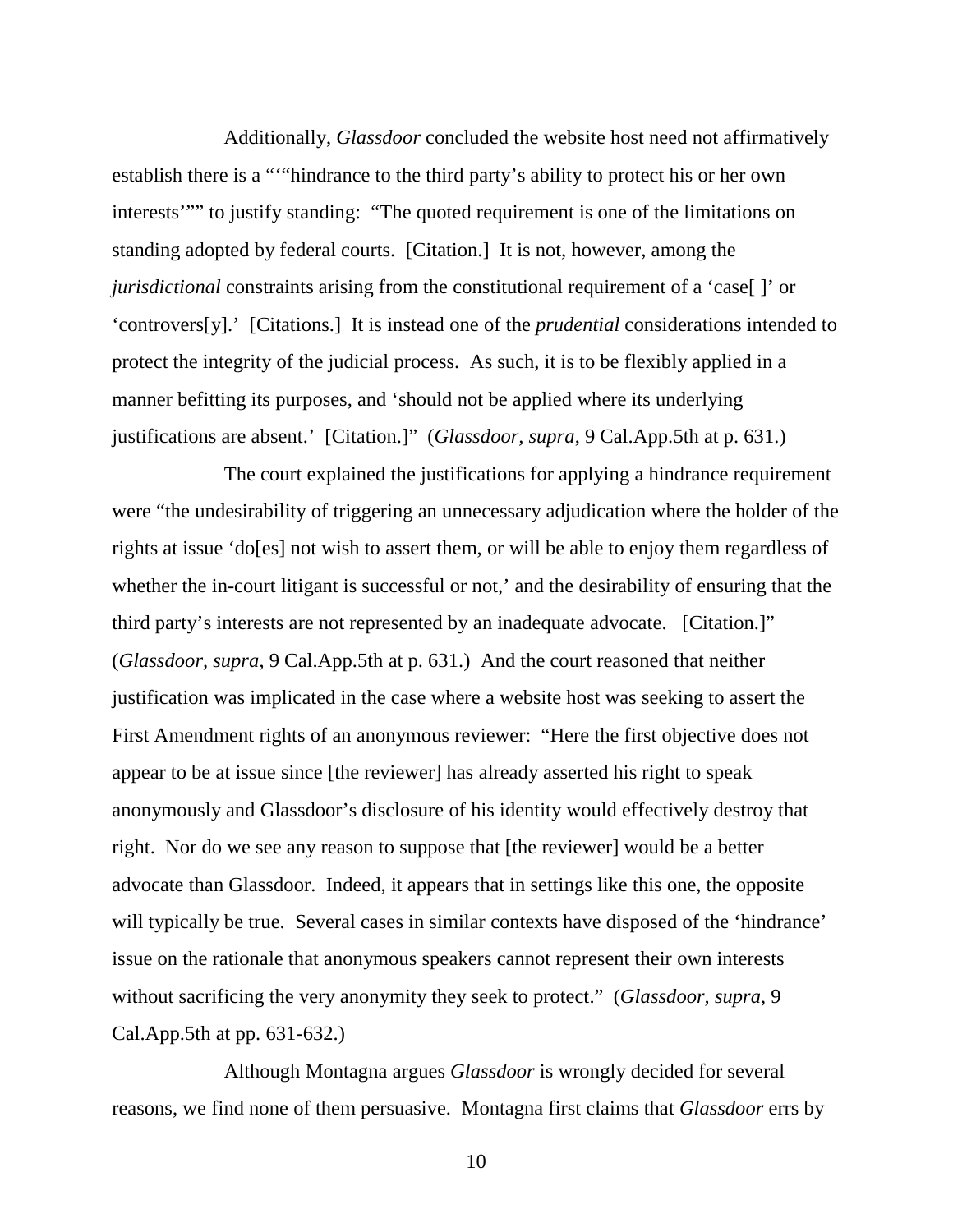Additionally, *Glassdoor* concluded the website host need not affirmatively establish there is a "'"hindrance to the third party's ability to protect his or her own interests'"" to justify standing: "The quoted requirement is one of the limitations on standing adopted by federal courts. [Citation.] It is not, however, among the *jurisdictional* constraints arising from the constitutional requirement of a 'case[ ]' or 'controvers[y].' [Citations.] It is instead one of the *prudential* considerations intended to protect the integrity of the judicial process. As such, it is to be flexibly applied in a manner befitting its purposes, and 'should not be applied where its underlying justifications are absent.' [Citation.]" (*Glassdoor, supra*, 9 Cal.App.5th at p. 631.)

The court explained the justifications for applying a hindrance requirement were "the undesirability of triggering an unnecessary adjudication where the holder of the rights at issue 'do[es] not wish to assert them, or will be able to enjoy them regardless of whether the in-court litigant is successful or not,' and the desirability of ensuring that the third party's interests are not represented by an inadequate advocate. [Citation.]" (*Glassdoor, supra*, 9 Cal.App.5th at p. 631.) And the court reasoned that neither justification was implicated in the case where a website host was seeking to assert the First Amendment rights of an anonymous reviewer: "Here the first objective does not appear to be at issue since [the reviewer] has already asserted his right to speak anonymously and Glassdoor's disclosure of his identity would effectively destroy that right. Nor do we see any reason to suppose that [the reviewer] would be a better advocate than Glassdoor. Indeed, it appears that in settings like this one, the opposite will typically be true. Several cases in similar contexts have disposed of the 'hindrance' issue on the rationale that anonymous speakers cannot represent their own interests without sacrificing the very anonymity they seek to protect." (*Glassdoor, supra*, 9 Cal.App.5th at pp. 631-632.)

Although Montagna argues *Glassdoor* is wrongly decided for several reasons, we find none of them persuasive. Montagna first claims that *Glassdoor* errs by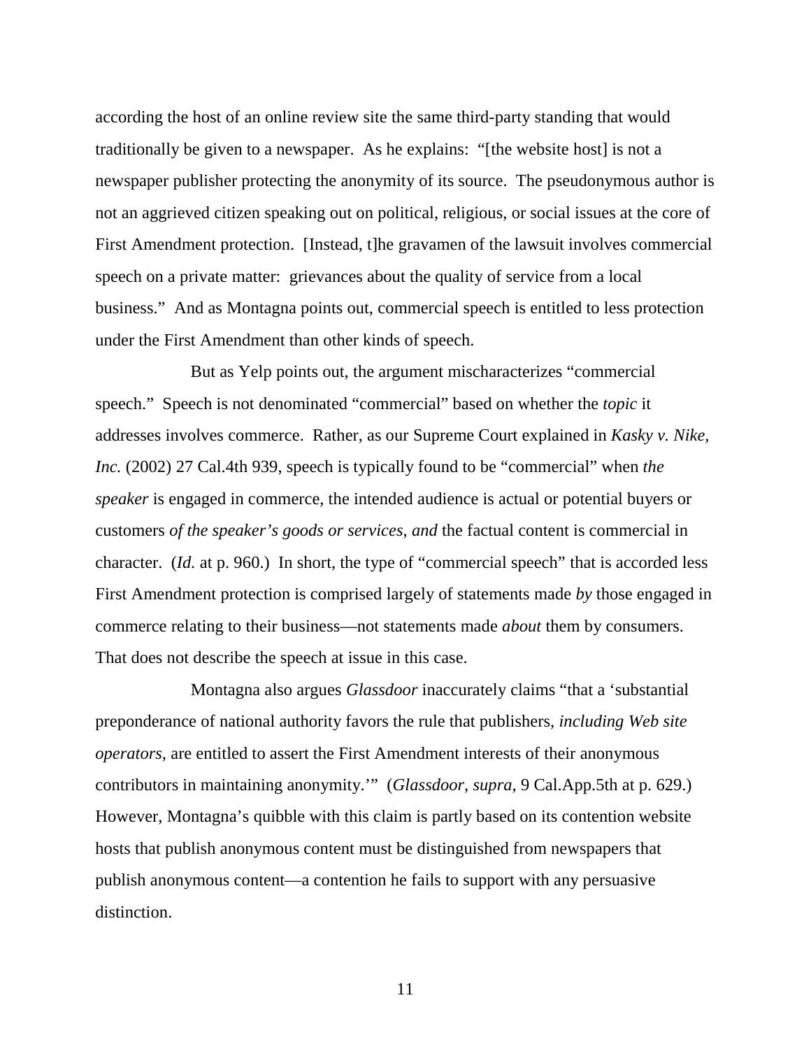according the host of an online review site the same third-party standing that would traditionally be given to a newspaper. As he explains: "[the website host] is not a newspaper publisher protecting the anonymity of its source. The pseudonymous author is not an aggrieved citizen speaking out on political, religious, or social issues at the core of First Amendment protection. [Instead, t]he gravamen of the lawsuit involves commercial speech on a private matter: grievances about the quality of service from a local business." And as Montagna points out, commercial speech is entitled to less protection under the First Amendment than other kinds of speech.

But as Yelp points out, the argument mischaracterizes "commercial speech." Speech is not denominated "commercial" based on whether the *topic* it addresses involves commerce. Rather, as our Supreme Court explained in *Kasky v. Nike, Inc.* (2002) 27 Cal.4th 939, speech is typically found to be "commercial" when *the speaker* is engaged in commerce, the intended audience is actual or potential buyers or customers *of the speaker's goods or services*, *and* the factual content is commercial in character. (*Id.* at p. 960.) In short, the type of "commercial speech" that is accorded less First Amendment protection is comprised largely of statements made *by* those engaged in commerce relating to their business—not statements made *about* them by consumers. That does not describe the speech at issue in this case.

Montagna also argues *Glassdoor* inaccurately claims "that a 'substantial preponderance of national authority favors the rule that publishers, *including Web site operators*, are entitled to assert the First Amendment interests of their anonymous contributors in maintaining anonymity.'" (*Glassdoor*, *supra*, 9 Cal.App.5th at p. 629.) However, Montagna's quibble with this claim is partly based on its contention website hosts that publish anonymous content must be distinguished from newspapers that publish anonymous content—a contention he fails to support with any persuasive distinction.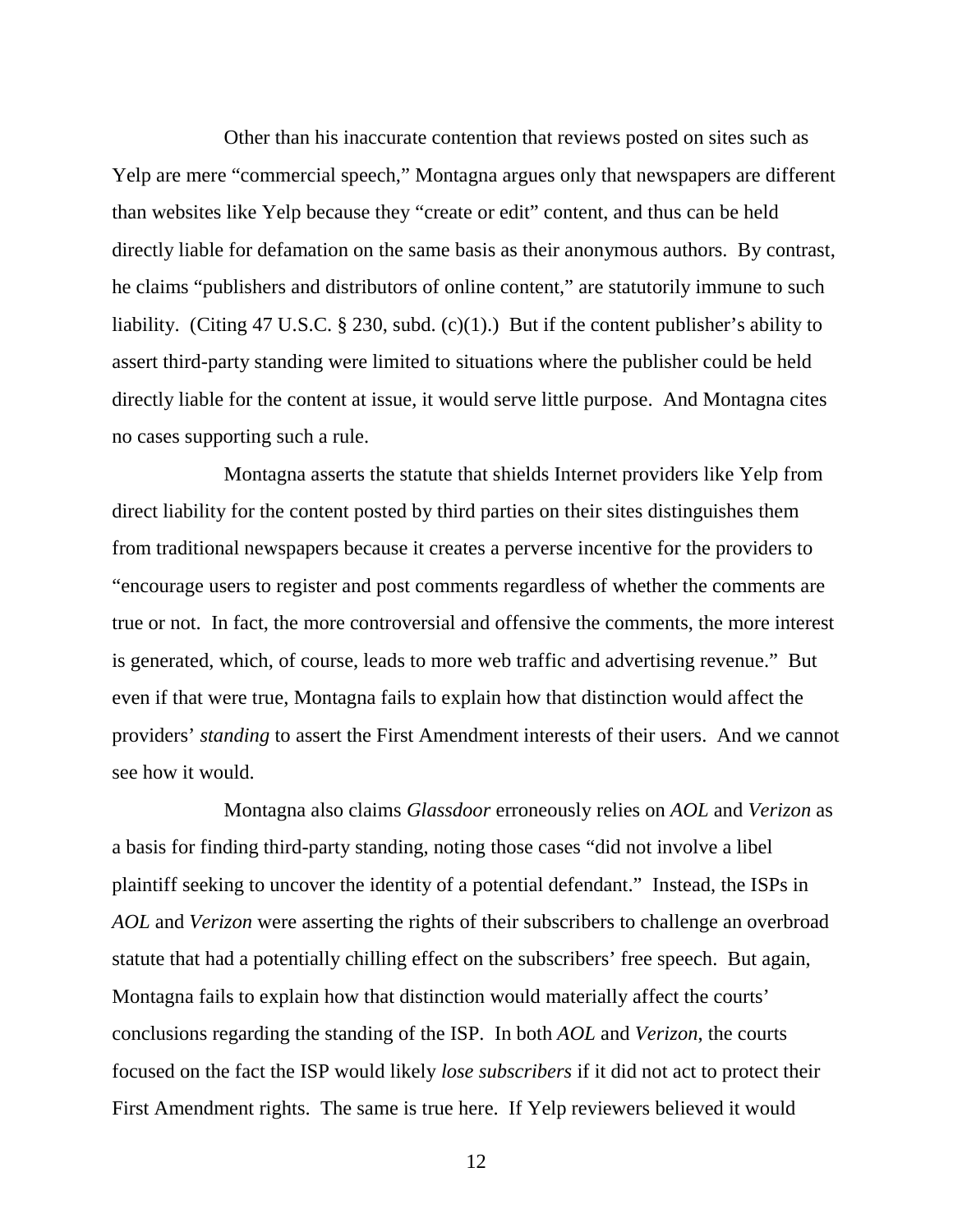Other than his inaccurate contention that reviews posted on sites such as Yelp are mere "commercial speech," Montagna argues only that newspapers are different than websites like Yelp because they "create or edit" content, and thus can be held directly liable for defamation on the same basis as their anonymous authors. By contrast, he claims "publishers and distributors of online content," are statutorily immune to such liability. (Citing 47 U.S.C. § 230, subd. (c)(1).) But if the content publisher's ability to assert third-party standing were limited to situations where the publisher could be held directly liable for the content at issue, it would serve little purpose. And Montagna cites no cases supporting such a rule.

Montagna asserts the statute that shields Internet providers like Yelp from direct liability for the content posted by third parties on their sites distinguishes them from traditional newspapers because it creates a perverse incentive for the providers to "encourage users to register and post comments regardless of whether the comments are true or not. In fact, the more controversial and offensive the comments, the more interest is generated, which, of course, leads to more web traffic and advertising revenue." But even if that were true, Montagna fails to explain how that distinction would affect the providers' *standing* to assert the First Amendment interests of their users. And we cannot see how it would.

Montagna also claims *Glassdoor* erroneously relies on *AOL* and *Verizon* as a basis for finding third-party standing, noting those cases "did not involve a libel plaintiff seeking to uncover the identity of a potential defendant." Instead, the ISPs in *AOL* and *Verizon* were asserting the rights of their subscribers to challenge an overbroad statute that had a potentially chilling effect on the subscribers' free speech. But again, Montagna fails to explain how that distinction would materially affect the courts' conclusions regarding the standing of the ISP. In both *AOL* and *Verizon*, the courts focused on the fact the ISP would likely *lose subscribers* if it did not act to protect their First Amendment rights. The same is true here. If Yelp reviewers believed it would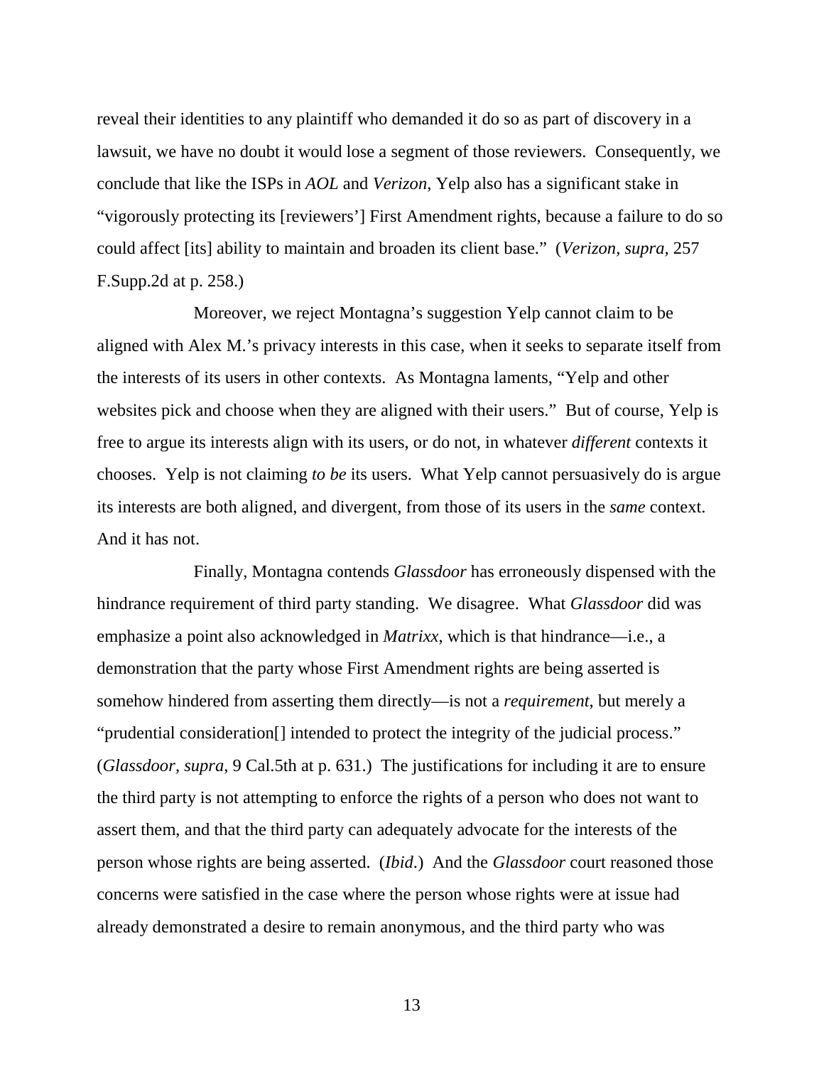reveal their identities to any plaintiff who demanded it do so as part of discovery in a lawsuit, we have no doubt it would lose a segment of those reviewers. Consequently, we conclude that like the ISPs in *AOL* and *Verizon*, Yelp also has a significant stake in "vigorously protecting its [reviewers'] First Amendment rights, because a failure to do so could affect [its] ability to maintain and broaden its client base." (*Verizon, supra,* 257 F.Supp.2d at p. 258.)

Moreover, we reject Montagna's suggestion Yelp cannot claim to be aligned with Alex M.'s privacy interests in this case, when it seeks to separate itself from the interests of its users in other contexts. As Montagna laments, "Yelp and other websites pick and choose when they are aligned with their users." But of course, Yelp is free to argue its interests align with its users, or do not, in whatever *different* contexts it chooses. Yelp is not claiming *to be* its users. What Yelp cannot persuasively do is argue its interests are both aligned, and divergent, from those of its users in the *same* context. And it has not.

Finally, Montagna contends *Glassdoor* has erroneously dispensed with the hindrance requirement of third party standing. We disagree. What *Glassdoor* did was emphasize a point also acknowledged in *Matrixx*, which is that hindrance—i.e., a demonstration that the party whose First Amendment rights are being asserted is somehow hindered from asserting them directly—is not a *requirement*, but merely a "prudential consideration[] intended to protect the integrity of the judicial process." (*Glassdoor, supra*, 9 Cal.5th at p. 631.) The justifications for including it are to ensure the third party is not attempting to enforce the rights of a person who does not want to assert them, and that the third party can adequately advocate for the interests of the person whose rights are being asserted. (*Ibid*.) And the *Glassdoor* court reasoned those concerns were satisfied in the case where the person whose rights were at issue had already demonstrated a desire to remain anonymous, and the third party who was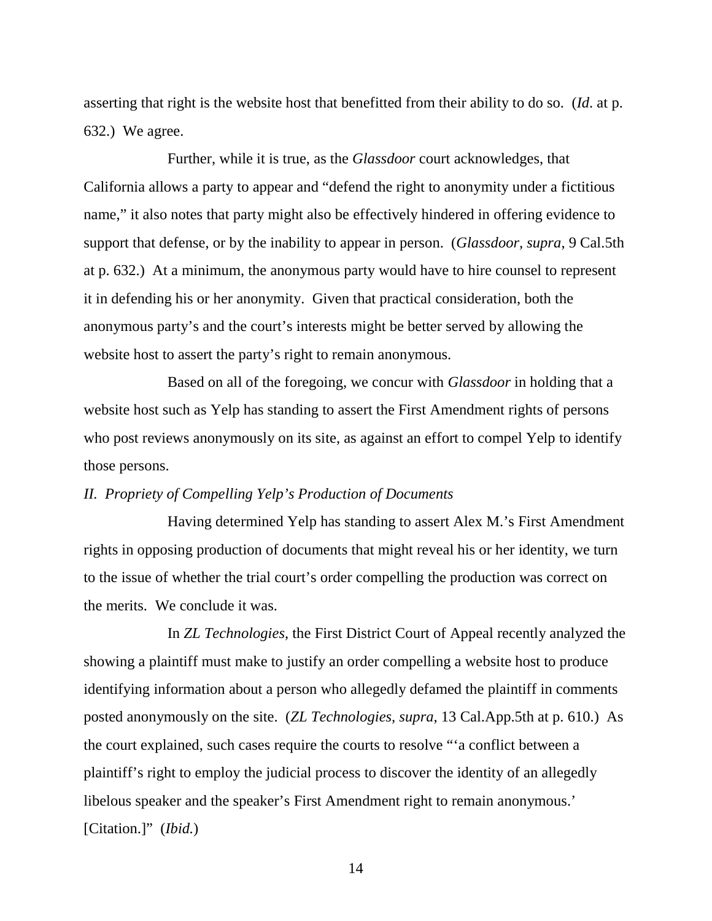asserting that right is the website host that benefitted from their ability to do so. (*Id*. at p. 632.) We agree.

Further, while it is true, as the *Glassdoor* court acknowledges, that California allows a party to appear and "defend the right to anonymity under a fictitious name," it also notes that party might also be effectively hindered in offering evidence to support that defense, or by the inability to appear in person. (*Glassdoor*, *supra*, 9 Cal.5th at p. 632.) At a minimum, the anonymous party would have to hire counsel to represent it in defending his or her anonymity. Given that practical consideration, both the anonymous party's and the court's interests might be better served by allowing the website host to assert the party's right to remain anonymous.

Based on all of the foregoing, we concur with *Glassdoor* in holding that a website host such as Yelp has standing to assert the First Amendment rights of persons who post reviews anonymously on its site, as against an effort to compel Yelp to identify those persons.

*II. Propriety of Compelling Yelp's Production of Documents*

Having determined Yelp has standing to assert Alex M.'s First Amendment rights in opposing production of documents that might reveal his or her identity, we turn to the issue of whether the trial court's order compelling the production was correct on the merits. We conclude it was.

In *ZL Technologies*, the First District Court of Appeal recently analyzed the showing a plaintiff must make to justify an order compelling a website host to produce identifying information about a person who allegedly defamed the plaintiff in comments posted anonymously on the site. (*ZL Technologies*, *supra*, 13 Cal.App.5th at p. 610.) As the court explained, such cases require the courts to resolve "'a conflict between a plaintiff's right to employ the judicial process to discover the identity of an allegedly libelous speaker and the speaker's First Amendment right to remain anonymous.' [Citation.]" (*Ibid.*)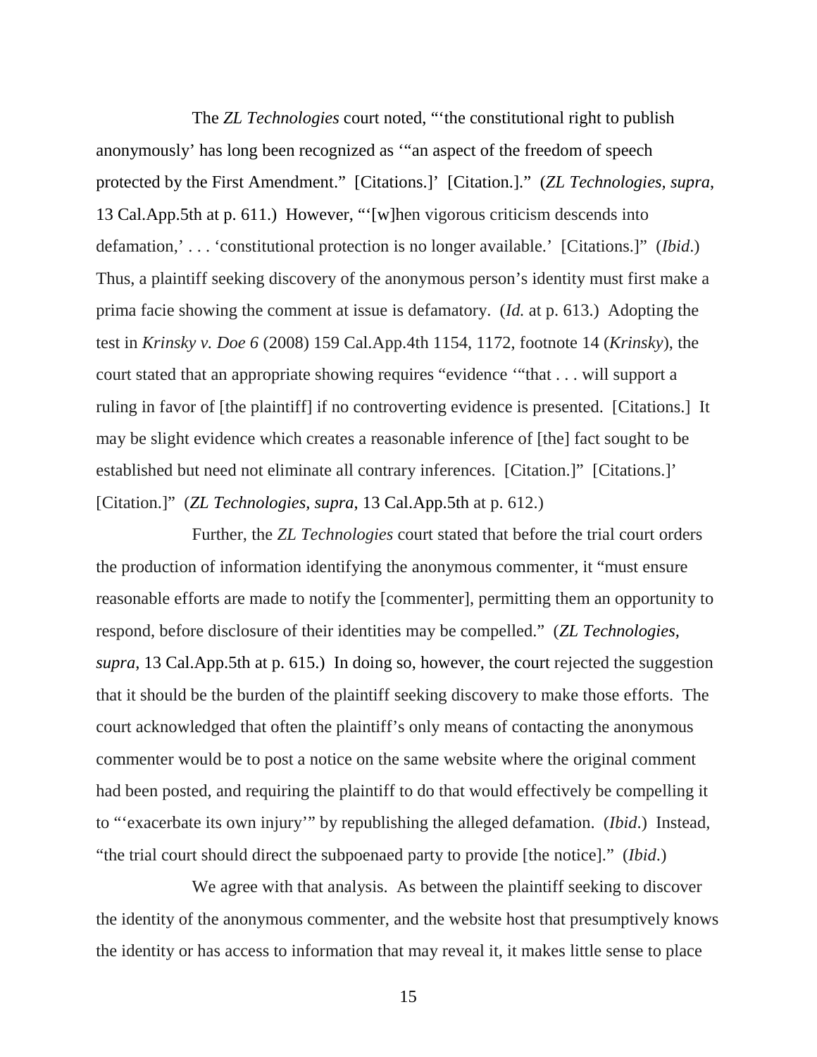The *ZL Technologies* court noted, "'the constitutional right to publish anonymously' has long been recognized as '"an aspect of the freedom of speech protected by the First Amendment." [Citations.]' [Citation.]." (*ZL Technologies, supra*, 13 Cal.App.5th at p. 611.) However, "'[w]hen vigorous criticism descends into defamation,' . . . 'constitutional protection is no longer available.' [Citations.]" (*Ibid*.) Thus, a plaintiff seeking discovery of the anonymous person's identity must first make a prima facie showing the comment at issue is defamatory. (*Id.* at p. 613.) Adopting the test in *Krinsky v. Doe 6* (2008) 159 Cal.App.4th 1154, 1172, footnote 14 (*Krinsky*), the court stated that an appropriate showing requires "evidence '"that . . . will support a ruling in favor of [the plaintiff] if no controverting evidence is presented. [Citations.] It may be slight evidence which creates a reasonable inference of [the] fact sought to be established but need not eliminate all contrary inferences. [Citation.]" [Citations.]' [Citation.]" (*ZL Technologies, supra*, 13 Cal.App.5th at p. 612.)

Further, the *ZL Technologies* court stated that before the trial court orders the production of information identifying the anonymous commenter, it "must ensure reasonable efforts are made to notify the [commenter], permitting them an opportunity to respond, before disclosure of their identities may be compelled." (*ZL Technologies, supra*, 13 Cal.App.5th at p. 615.) In doing so, however, the court rejected the suggestion that it should be the burden of the plaintiff seeking discovery to make those efforts. The court acknowledged that often the plaintiff's only means of contacting the anonymous commenter would be to post a notice on the same website where the original comment had been posted, and requiring the plaintiff to do that would effectively be compelling it to "'exacerbate its own injury'" by republishing the alleged defamation. (*Ibid*.) Instead, "the trial court should direct the subpoenaed party to provide [the notice]." (*Ibid*.)

We agree with that analysis. As between the plaintiff seeking to discover the identity of the anonymous commenter, and the website host that presumptively knows the identity or has access to information that may reveal it, it makes little sense to place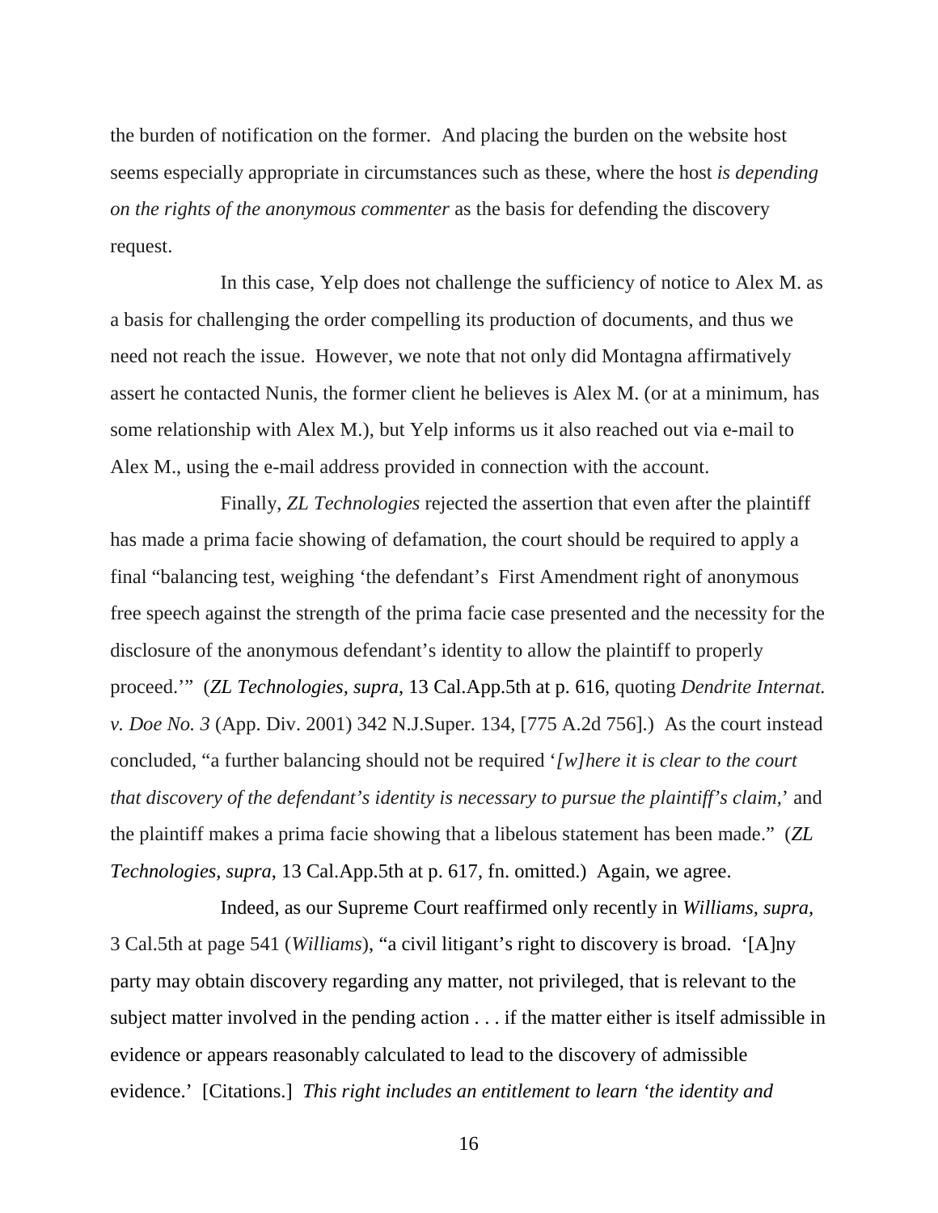the burden of notification on the former. And placing the burden on the website host seems especially appropriate in circumstances such as these, where the host *is depending on the rights of the anonymous commenter* as the basis for defending the discovery request.

In this case, Yelp does not challenge the sufficiency of notice to Alex M. as a basis for challenging the order compelling its production of documents, and thus we need not reach the issue. However, we note that not only did Montagna affirmatively assert he contacted Nunis, the former client he believes is Alex M. (or at a minimum, has some relationship with Alex M.), but Yelp informs us it also reached out via e-mail to Alex M., using the e-mail address provided in connection with the account.

Finally, *ZL Technologies* rejected the assertion that even after the plaintiff has made a prima facie showing of defamation, the court should be required to apply a final "balancing test, weighing 'the defendant's First Amendment right of anonymous free speech against the strength of the prima facie case presented and the necessity for the disclosure of the anonymous defendant's identity to allow the plaintiff to properly proceed.'" (*ZL Technologies*, *supra*, 13 Cal.App.5th at p. 616, quoting *Dendrite Internat. v. Doe No. 3* (App. Div. 2001) 342 N.J.Super. 134, [775 A.2d 756].) As the court instead concluded, "a further balancing should not be required '*[w]here it is clear to the court that discovery of the defendant's identity is necessary to pursue the plaintiff's claim*,' and the plaintiff makes a prima facie showing that a libelous statement has been made." (*ZL Technologies*, *supra*, 13 Cal.App.5th at p. 617, fn. omitted.) Again, we agree.

Indeed, as our Supreme Court reaffirmed only recently in *Williams, supra*, 3 Cal.5th at page 541 (*Williams*), "a civil litigant's right to discovery is broad. '[A]ny party may obtain discovery regarding any matter, not privileged, that is relevant to the subject matter involved in the pending action . . . if the matter either is itself admissible in evidence or appears reasonably calculated to lead to the discovery of admissible evidence.' [Citations.] *This right includes an entitlement to learn 'the identity and*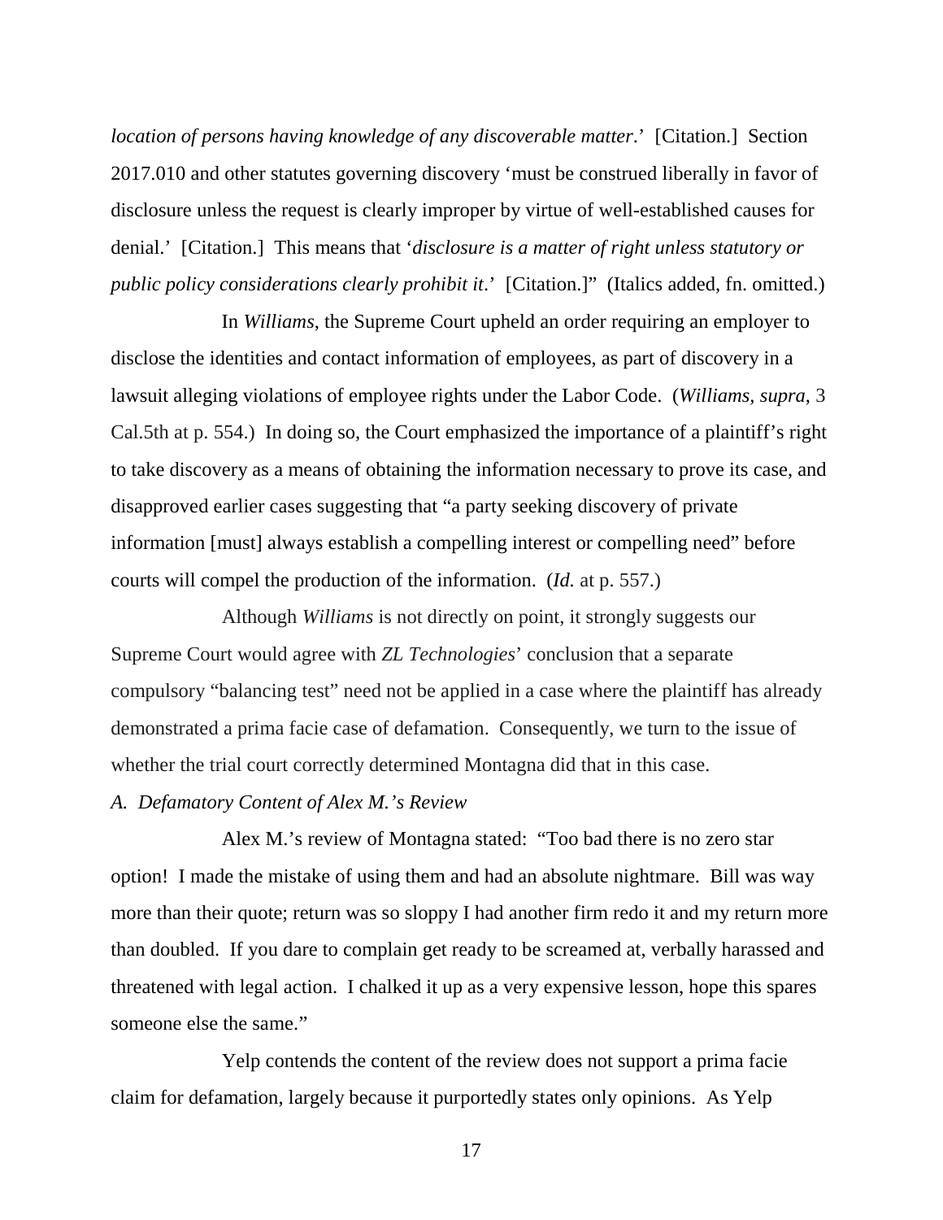*location of persons having knowledge of any discoverable matter*.' [Citation.] Section 2017.010 and other statutes governing discovery 'must be construed liberally in favor of disclosure unless the request is clearly improper by virtue of well-established causes for denial.' [Citation.] This means that '*disclosure is a matter of right unless statutory or public policy considerations clearly prohibit it*.' [Citation.]" (Italics added, fn. omitted.)

In *Williams*, the Supreme Court upheld an order requiring an employer to disclose the identities and contact information of employees, as part of discovery in a lawsuit alleging violations of employee rights under the Labor Code. (*Williams, supra*, 3 Cal.5th at p. 554.) In doing so, the Court emphasized the importance of a plaintiff's right to take discovery as a means of obtaining the information necessary to prove its case, and disapproved earlier cases suggesting that "a party seeking discovery of private information [must] always establish a compelling interest or compelling need" before courts will compel the production of the information. (*Id.* at p. 557.)

Although *Williams* is not directly on point, it strongly suggests our Supreme Court would agree with *ZL Technologies*' conclusion that a separate compulsory "balancing test" need not be applied in a case where the plaintiff has already demonstrated a prima facie case of defamation. Consequently, we turn to the issue of whether the trial court correctly determined Montagna did that in this case.

*A. Defamatory Content of Alex M.'s Review*

Alex M.'s review of Montagna stated: "Too bad there is no zero star option! I made the mistake of using them and had an absolute nightmare. Bill was way more than their quote; return was so sloppy I had another firm redo it and my return more than doubled. If you dare to complain get ready to be screamed at, verbally harassed and threatened with legal action. I chalked it up as a very expensive lesson, hope this spares someone else the same."

Yelp contends the content of the review does not support a prima facie claim for defamation, largely because it purportedly states only opinions. As Yelp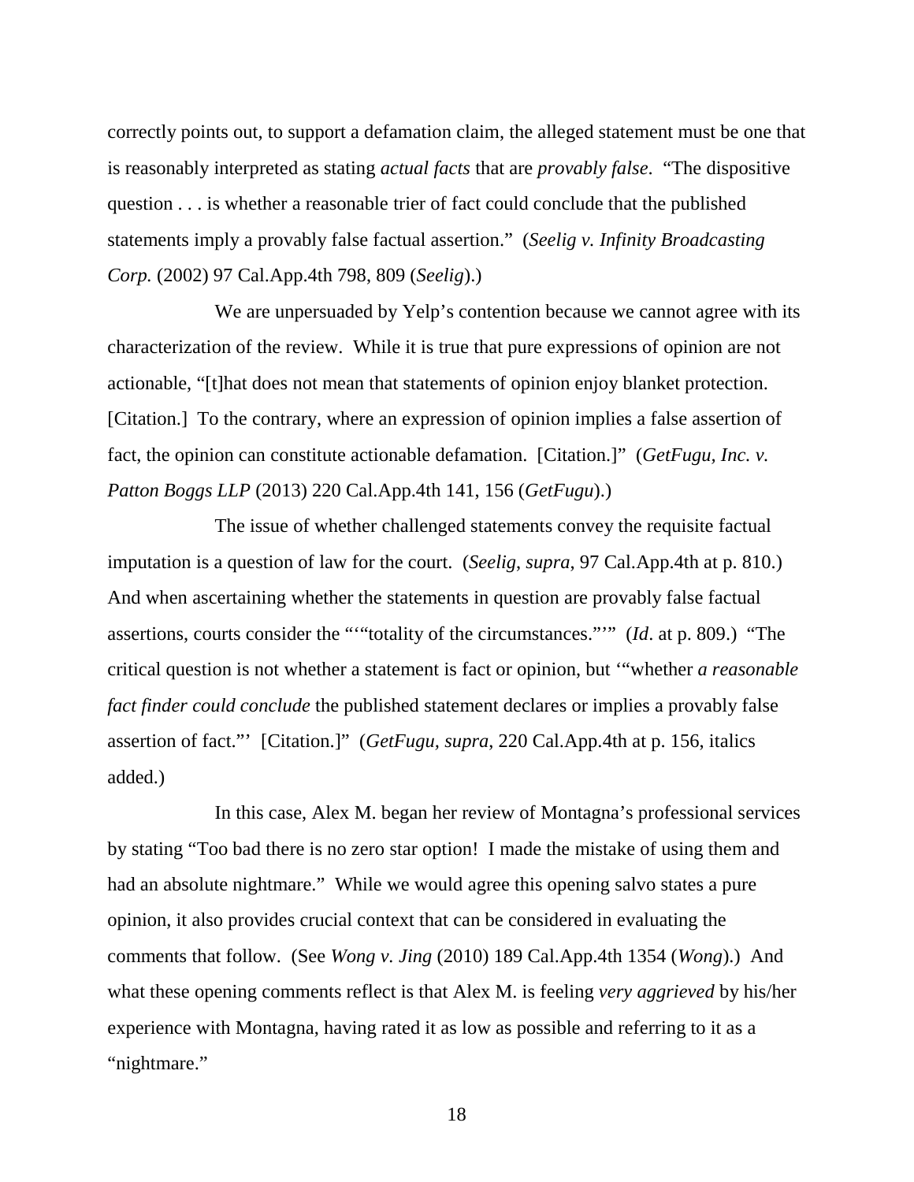correctly points out, to support a defamation claim, the alleged statement must be one that is reasonably interpreted as stating *actual facts* that are *provably false*. "The dispositive question . . . is whether a reasonable trier of fact could conclude that the published statements imply a provably false factual assertion." (*Seelig v. Infinity Broadcasting Corp.* (2002) 97 Cal.App.4th 798, 809 (*Seelig*).)

We are unpersuaded by Yelp's contention because we cannot agree with its characterization of the review. While it is true that pure expressions of opinion are not actionable, "[t]hat does not mean that statements of opinion enjoy blanket protection. [Citation.] To the contrary, where an expression of opinion implies a false assertion of fact, the opinion can constitute actionable defamation. [Citation.]" (*GetFugu, Inc. v. Patton Boggs LLP* (2013) 220 Cal.App.4th 141, 156 (*GetFugu*).)

The issue of whether challenged statements convey the requisite factual imputation is a question of law for the court. (*Seelig, supra*, 97 Cal.App.4th at p. 810.) And when ascertaining whether the statements in question are provably false factual assertions, courts consider the "'"totality of the circumstances."'" (*Id*. at p. 809.) "The critical question is not whether a statement is fact or opinion, but '"whether *a reasonable fact finder could conclude* the published statement declares or implies a provably false assertion of fact."' [Citation.]" (*GetFugu, supra*, 220 Cal.App.4th at p. 156, italics added.)

In this case, Alex M. began her review of Montagna's professional services by stating "Too bad there is no zero star option! I made the mistake of using them and had an absolute nightmare." While we would agree this opening salvo states a pure opinion, it also provides crucial context that can be considered in evaluating the comments that follow. (See *Wong v. Jing* (2010) 189 Cal.App.4th 1354 (*Wong*).) And what these opening comments reflect is that Alex M. is feeling *very aggrieved* by his/her experience with Montagna, having rated it as low as possible and referring to it as a "nightmare."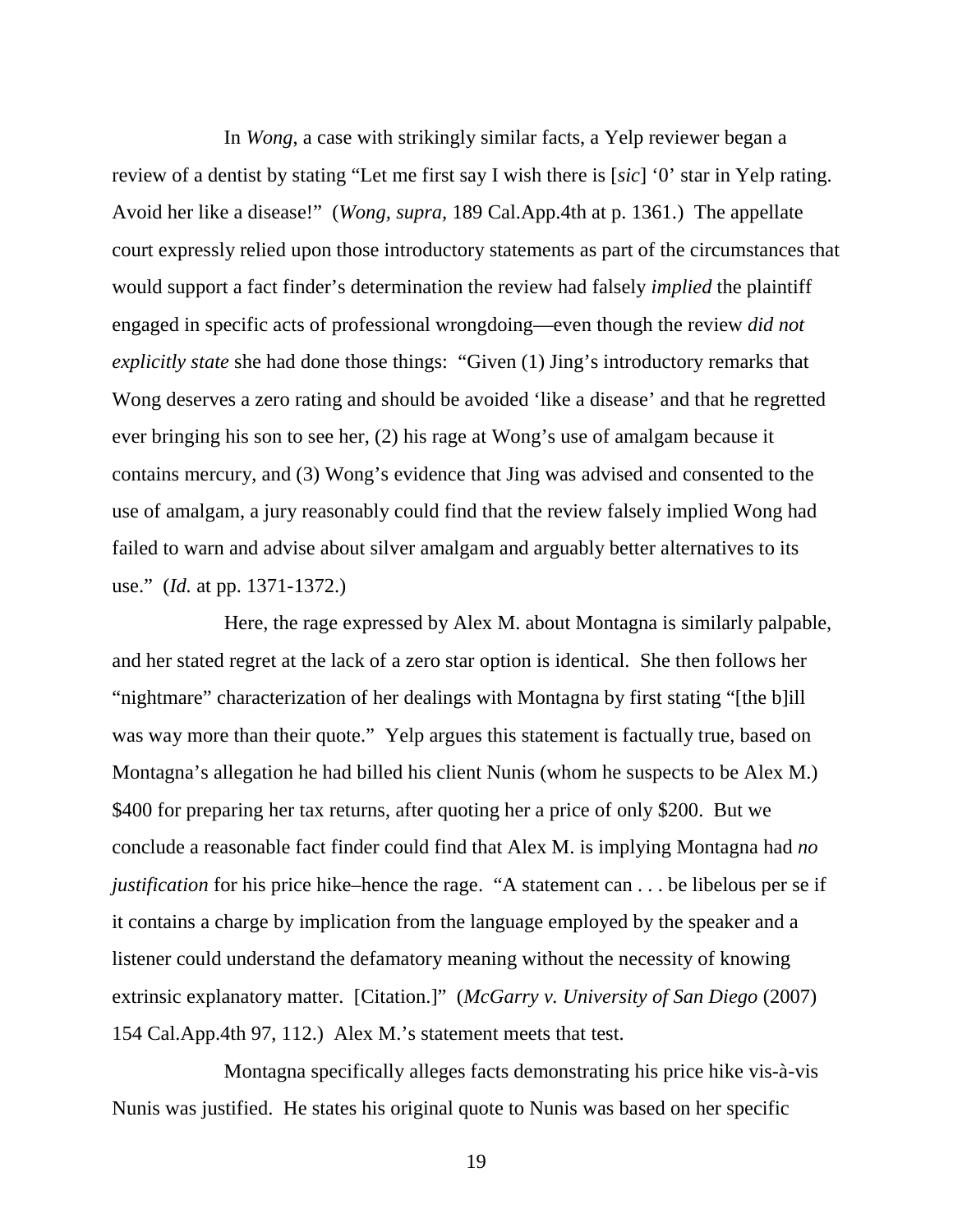In *Wong*, a case with strikingly similar facts, a Yelp reviewer began a review of a dentist by stating "Let me first say I wish there is [*sic*] '0' star in Yelp rating. Avoid her like a disease!" (*Wong, supra,* 189 Cal.App.4th at p. 1361.) The appellate court expressly relied upon those introductory statements as part of the circumstances that would support a fact finder's determination the review had falsely *implied* the plaintiff engaged in specific acts of professional wrongdoing—even though the review *did not explicitly state* she had done those things: "Given (1) Jing's introductory remarks that Wong deserves a zero rating and should be avoided 'like a disease' and that he regretted ever bringing his son to see her, (2) his rage at Wong's use of amalgam because it contains mercury, and (3) Wong's evidence that Jing was advised and consented to the use of amalgam, a jury reasonably could find that the review falsely implied Wong had failed to warn and advise about silver amalgam and arguably better alternatives to its use." (*Id.* at pp. 1371-1372.)

Here, the rage expressed by Alex M. about Montagna is similarly palpable, and her stated regret at the lack of a zero star option is identical. She then follows her "nightmare" characterization of her dealings with Montagna by first stating "[the b]ill was way more than their quote." Yelp argues this statement is factually true, based on Montagna's allegation he had billed his client Nunis (whom he suspects to be Alex M.) $400 for preparing her tax returns, after quoting her a price of only $200. But we conclude a reasonable fact finder could find that Alex M. is implying Montagna had *no justification* for his price hike–hence the rage. "A statement can . . . be libelous per se if it contains a charge by implication from the language employed by the speaker and a listener could understand the defamatory meaning without the necessity of knowing extrinsic explanatory matter. [Citation.]" (*McGarry v. University of San Diego* (2007) 154 Cal.App.4th 97, 112.) Alex M.'s statement meets that test.

Montagna specifically alleges facts demonstrating his price hike vis-à-vis Nunis was justified. He states his original quote to Nunis was based on her specific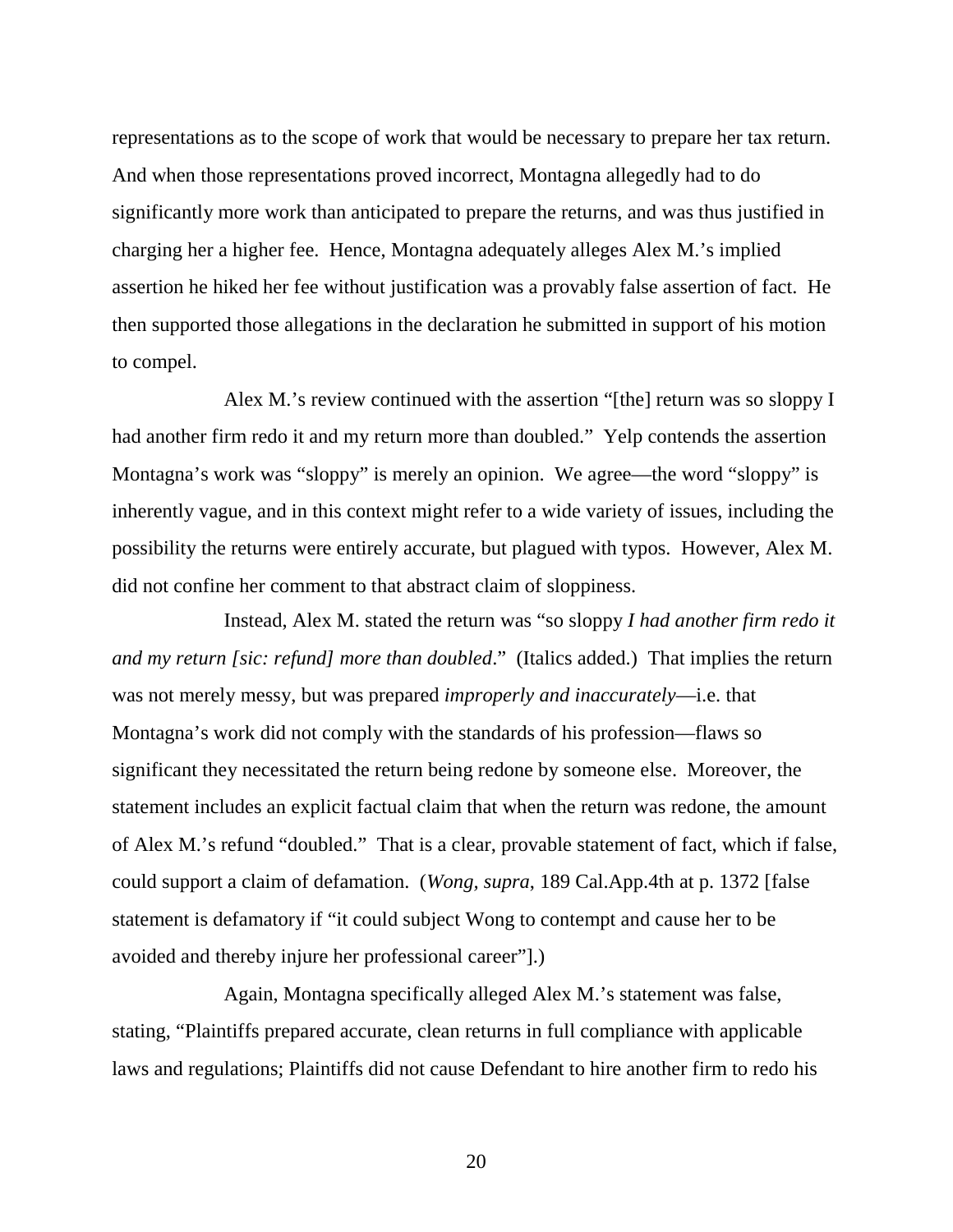representations as to the scope of work that would be necessary to prepare her tax return. And when those representations proved incorrect, Montagna allegedly had to do significantly more work than anticipated to prepare the returns, and was thus justified in charging her a higher fee. Hence, Montagna adequately alleges Alex M.'s implied assertion he hiked her fee without justification was a provably false assertion of fact. He then supported those allegations in the declaration he submitted in support of his motion to compel.

Alex M.'s review continued with the assertion "[the] return was so sloppy I had another firm redo it and my return more than doubled." Yelp contends the assertion Montagna's work was "sloppy" is merely an opinion. We agree—the word "sloppy" is inherently vague, and in this context might refer to a wide variety of issues, including the possibility the returns were entirely accurate, but plagued with typos. However, Alex M. did not confine her comment to that abstract claim of sloppiness.

Instead, Alex M. stated the return was "so sloppy *I had another firm redo it and my return [sic: refund] more than doubled*." (Italics added.) That implies the return was not merely messy, but was prepared *improperly and inaccurately*—i.e. that Montagna's work did not comply with the standards of his profession—flaws so significant they necessitated the return being redone by someone else. Moreover, the statement includes an explicit factual claim that when the return was redone, the amount of Alex M.'s refund "doubled." That is a clear, provable statement of fact, which if false, could support a claim of defamation. (*Wong, supra*, 189 Cal.App.4th at p. 1372 [false statement is defamatory if "it could subject Wong to contempt and cause her to be avoided and thereby injure her professional career"].)

Again, Montagna specifically alleged Alex M.'s statement was false, stating, "Plaintiffs prepared accurate, clean returns in full compliance with applicable laws and regulations; Plaintiffs did not cause Defendant to hire another firm to redo his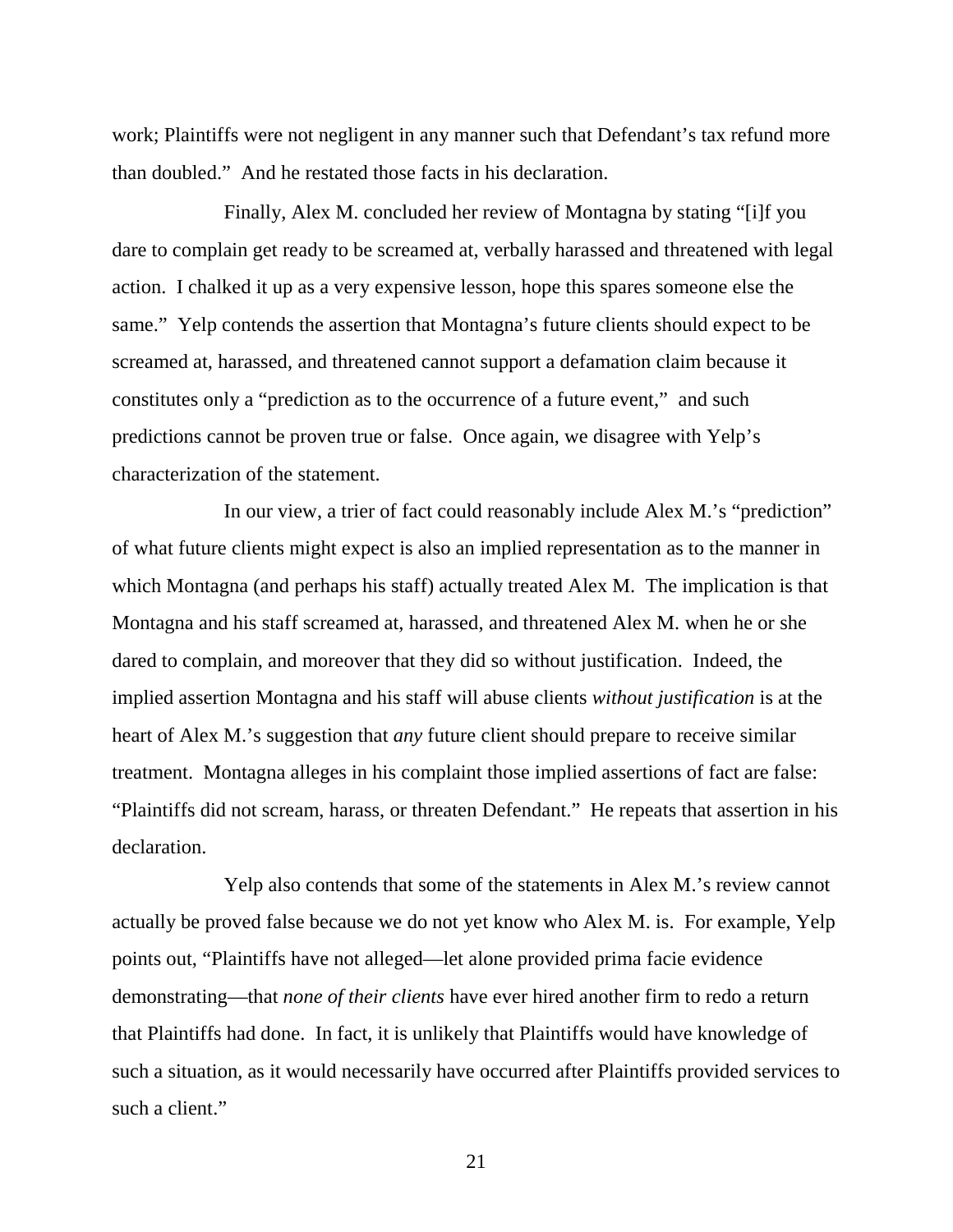work; Plaintiffs were not negligent in any manner such that Defendant's tax refund more than doubled." And he restated those facts in his declaration.

Finally, Alex M. concluded her review of Montagna by stating "[i]f you dare to complain get ready to be screamed at, verbally harassed and threatened with legal action. I chalked it up as a very expensive lesson, hope this spares someone else the same." Yelp contends the assertion that Montagna's future clients should expect to be screamed at, harassed, and threatened cannot support a defamation claim because it constitutes only a "prediction as to the occurrence of a future event," and such predictions cannot be proven true or false. Once again, we disagree with Yelp's characterization of the statement.

In our view, a trier of fact could reasonably include Alex M.'s "prediction" of what future clients might expect is also an implied representation as to the manner in which Montagna (and perhaps his staff) actually treated Alex M. The implication is that Montagna and his staff screamed at, harassed, and threatened Alex M. when he or she dared to complain, and moreover that they did so without justification. Indeed, the implied assertion Montagna and his staff will abuse clients *without justification* is at the heart of Alex M.'s suggestion that *any* future client should prepare to receive similar treatment. Montagna alleges in his complaint those implied assertions of fact are false: "Plaintiffs did not scream, harass, or threaten Defendant." He repeats that assertion in his declaration.

Yelp also contends that some of the statements in Alex M.'s review cannot actually be proved false because we do not yet know who Alex M. is. For example, Yelp points out, "Plaintiffs have not alleged—let alone provided prima facie evidence demonstrating—that *none of their clients* have ever hired another firm to redo a return that Plaintiffs had done. In fact, it is unlikely that Plaintiffs would have knowledge of such a situation, as it would necessarily have occurred after Plaintiffs provided services to such a client."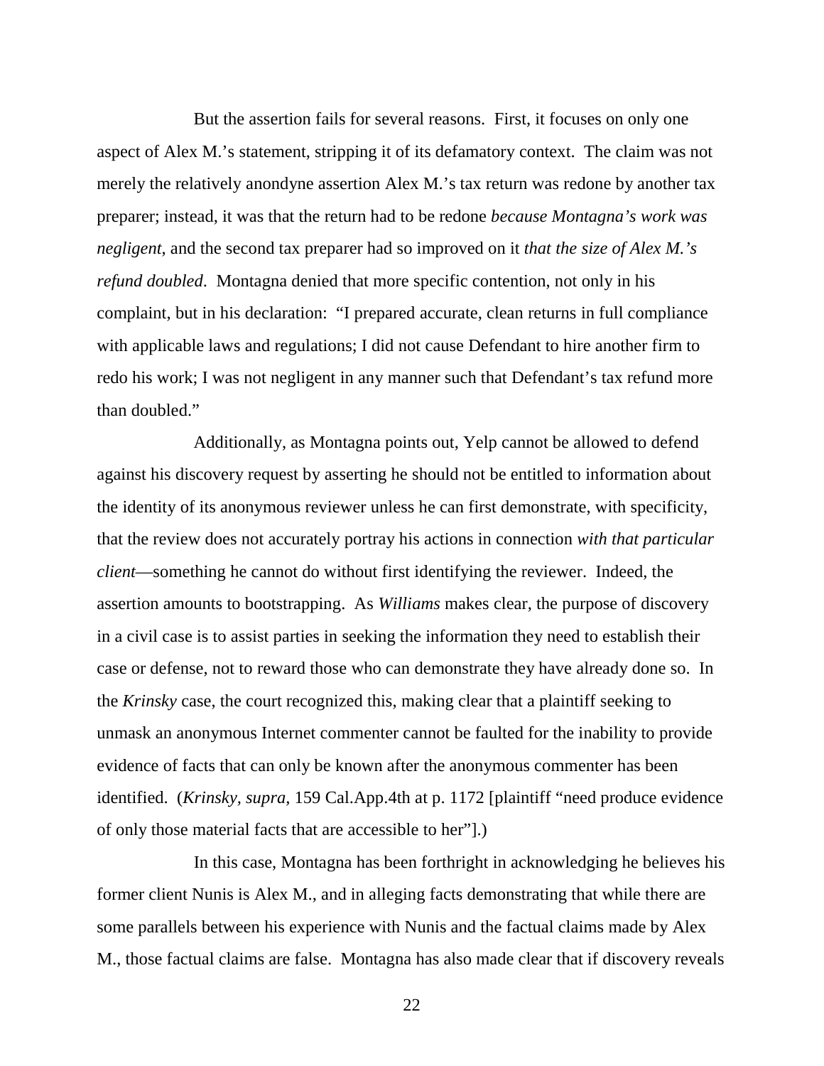But the assertion fails for several reasons. First, it focuses on only one aspect of Alex M.'s statement, stripping it of its defamatory context. The claim was not merely the relatively anondyne assertion Alex M.'s tax return was redone by another tax preparer; instead, it was that the return had to be redone *because Montagna's work was negligent*, and the second tax preparer had so improved on it *that the size of Alex M.'s refund doubled*. Montagna denied that more specific contention, not only in his complaint, but in his declaration: "I prepared accurate, clean returns in full compliance with applicable laws and regulations; I did not cause Defendant to hire another firm to redo his work; I was not negligent in any manner such that Defendant's tax refund more than doubled."

Additionally, as Montagna points out, Yelp cannot be allowed to defend against his discovery request by asserting he should not be entitled to information about the identity of its anonymous reviewer unless he can first demonstrate, with specificity, that the review does not accurately portray his actions in connection *with that particular client*—something he cannot do without first identifying the reviewer. Indeed, the assertion amounts to bootstrapping. As *Williams* makes clear, the purpose of discovery in a civil case is to assist parties in seeking the information they need to establish their case or defense, not to reward those who can demonstrate they have already done so. In the *Krinsky* case, the court recognized this, making clear that a plaintiff seeking to unmask an anonymous Internet commenter cannot be faulted for the inability to provide evidence of facts that can only be known after the anonymous commenter has been identified. (*Krinsky, supra,* 159 Cal.App.4th at p. 1172 [plaintiff "need produce evidence of only those material facts that are accessible to her"].)

In this case, Montagna has been forthright in acknowledging he believes his former client Nunis is Alex M., and in alleging facts demonstrating that while there are some parallels between his experience with Nunis and the factual claims made by Alex M., those factual claims are false. Montagna has also made clear that if discovery reveals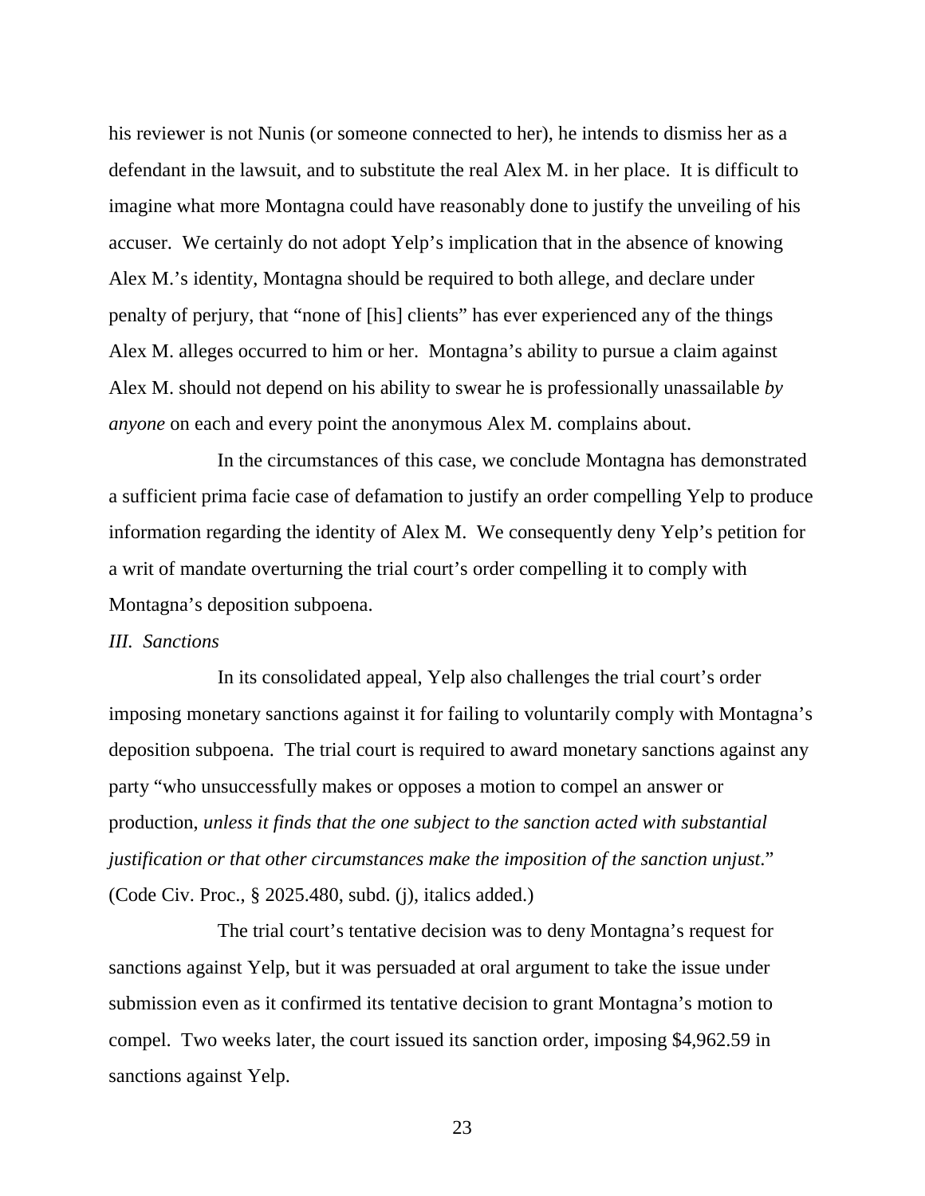his reviewer is not Nunis (or someone connected to her), he intends to dismiss her as a defendant in the lawsuit, and to substitute the real Alex M. in her place. It is difficult to imagine what more Montagna could have reasonably done to justify the unveiling of his accuser. We certainly do not adopt Yelp's implication that in the absence of knowing Alex M.'s identity, Montagna should be required to both allege, and declare under penalty of perjury, that "none of [his] clients" has ever experienced any of the things Alex M. alleges occurred to him or her. Montagna's ability to pursue a claim against Alex M. should not depend on his ability to swear he is professionally unassailable *by anyone* on each and every point the anonymous Alex M. complains about.

In the circumstances of this case, we conclude Montagna has demonstrated a sufficient prima facie case of defamation to justify an order compelling Yelp to produce information regarding the identity of Alex M. We consequently deny Yelp's petition for a writ of mandate overturning the trial court's order compelling it to comply with Montagna's deposition subpoena.

*III. Sanctions*

In its consolidated appeal, Yelp also challenges the trial court's order imposing monetary sanctions against it for failing to voluntarily comply with Montagna's deposition subpoena. The trial court is required to award monetary sanctions against any party "who unsuccessfully makes or opposes a motion to compel an answer or production, *unless it finds that the one subject to the sanction acted with substantial justification or that other circumstances make the imposition of the sanction unjust*." (Code Civ. Proc., § 2025.480, subd. (j), italics added.)

The trial court's tentative decision was to deny Montagna's request for sanctions against Yelp, but it was persuaded at oral argument to take the issue under submission even as it confirmed its tentative decision to grant Montagna's motion to compel. Two weeks later, the court issued its sanction order, imposing $4,962.59 in sanctions against Yelp.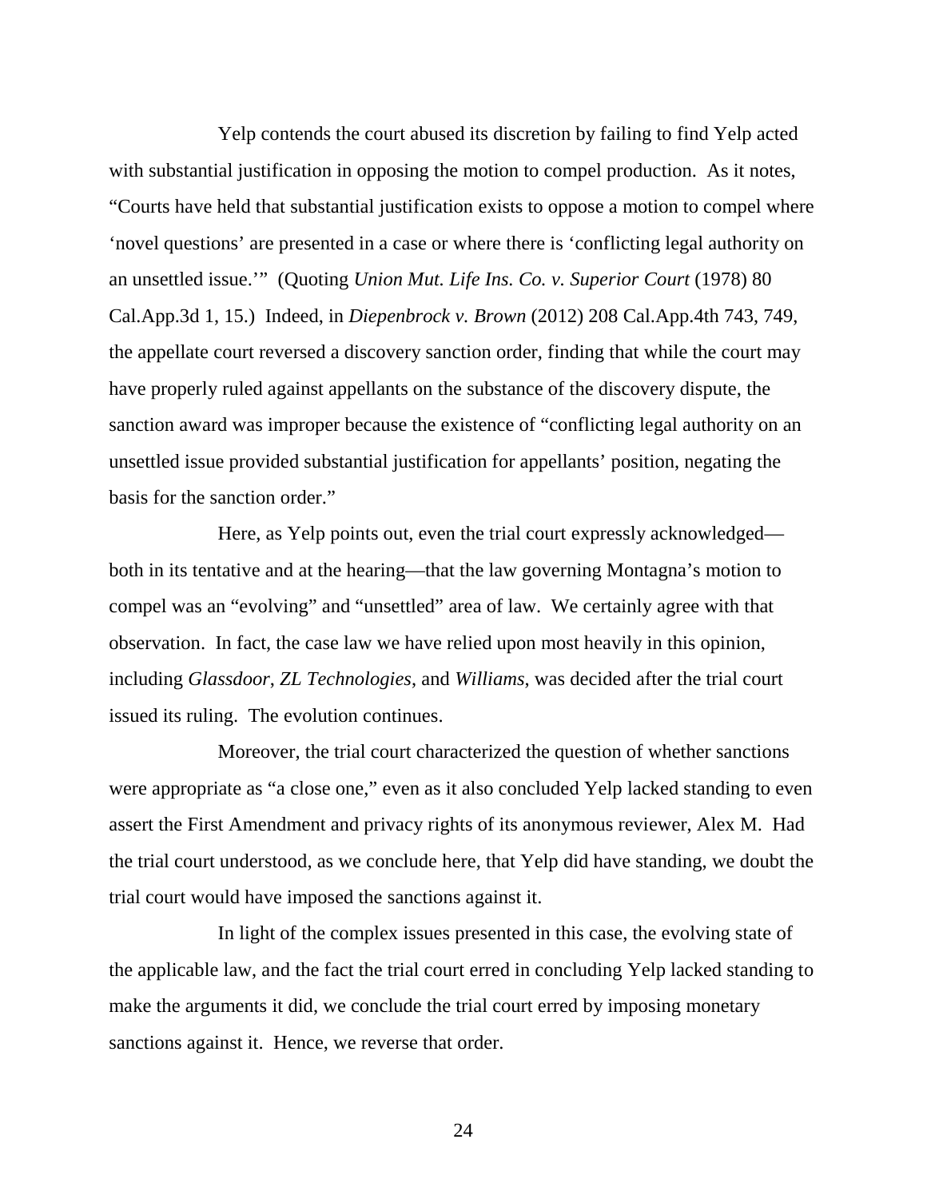Yelp contends the court abused its discretion by failing to find Yelp acted with substantial justification in opposing the motion to compel production. As it notes, "Courts have held that substantial justification exists to oppose a motion to compel where 'novel questions' are presented in a case or where there is 'conflicting legal authority on an unsettled issue.'" (Quoting *Union Mut. Life Ins. Co. v. Superior Court* (1978) 80 Cal.App.3d 1, 15.) Indeed, in *Diepenbrock v. Brown* (2012) 208 Cal.App.4th 743, 749, the appellate court reversed a discovery sanction order, finding that while the court may have properly ruled against appellants on the substance of the discovery dispute, the sanction award was improper because the existence of "conflicting legal authority on an unsettled issue provided substantial justification for appellants' position, negating the basis for the sanction order."

Here, as Yelp points out, even the trial court expressly acknowledged—both in its tentative and at the hearing—that the law governing Montagna's motion to compel was an "evolving" and "unsettled" area of law. We certainly agree with that observation. In fact, the case law we have relied upon most heavily in this opinion, including *Glassdoor*, *ZL Technologies*, and *Williams*, was decided after the trial court issued its ruling. The evolution continues.

Moreover, the trial court characterized the question of whether sanctions were appropriate as "a close one," even as it also concluded Yelp lacked standing to even assert the First Amendment and privacy rights of its anonymous reviewer, Alex M. Had the trial court understood, as we conclude here, that Yelp did have standing, we doubt the trial court would have imposed the sanctions against it.

In light of the complex issues presented in this case, the evolving state of the applicable law, and the fact the trial court erred in concluding Yelp lacked standing to make the arguments it did, we conclude the trial court erred by imposing monetary sanctions against it. Hence, we reverse that order.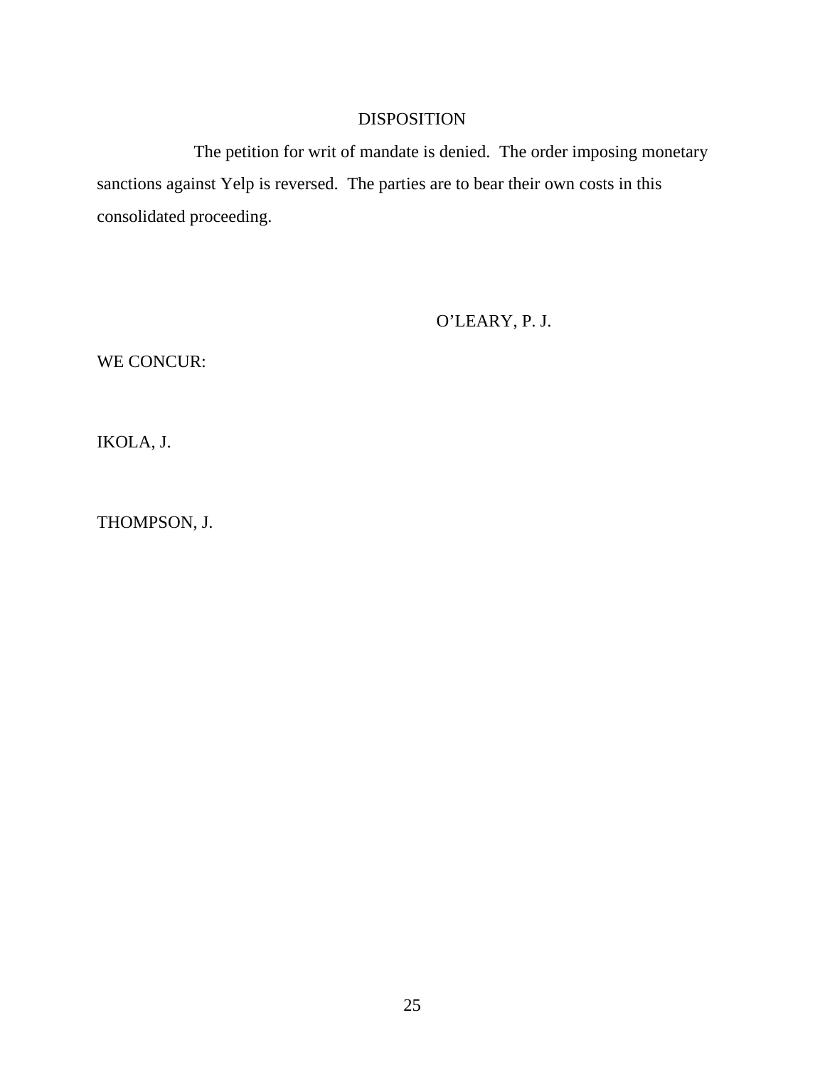## DISPOSITION

The petition for writ of mandate is denied. The order imposing monetary sanctions against Yelp is reversed. The parties are to bear their own costs in this consolidated proceeding.

O'LEARY, P. J.

WE CONCUR:

IKOLA, J.

THOMPSON, J.